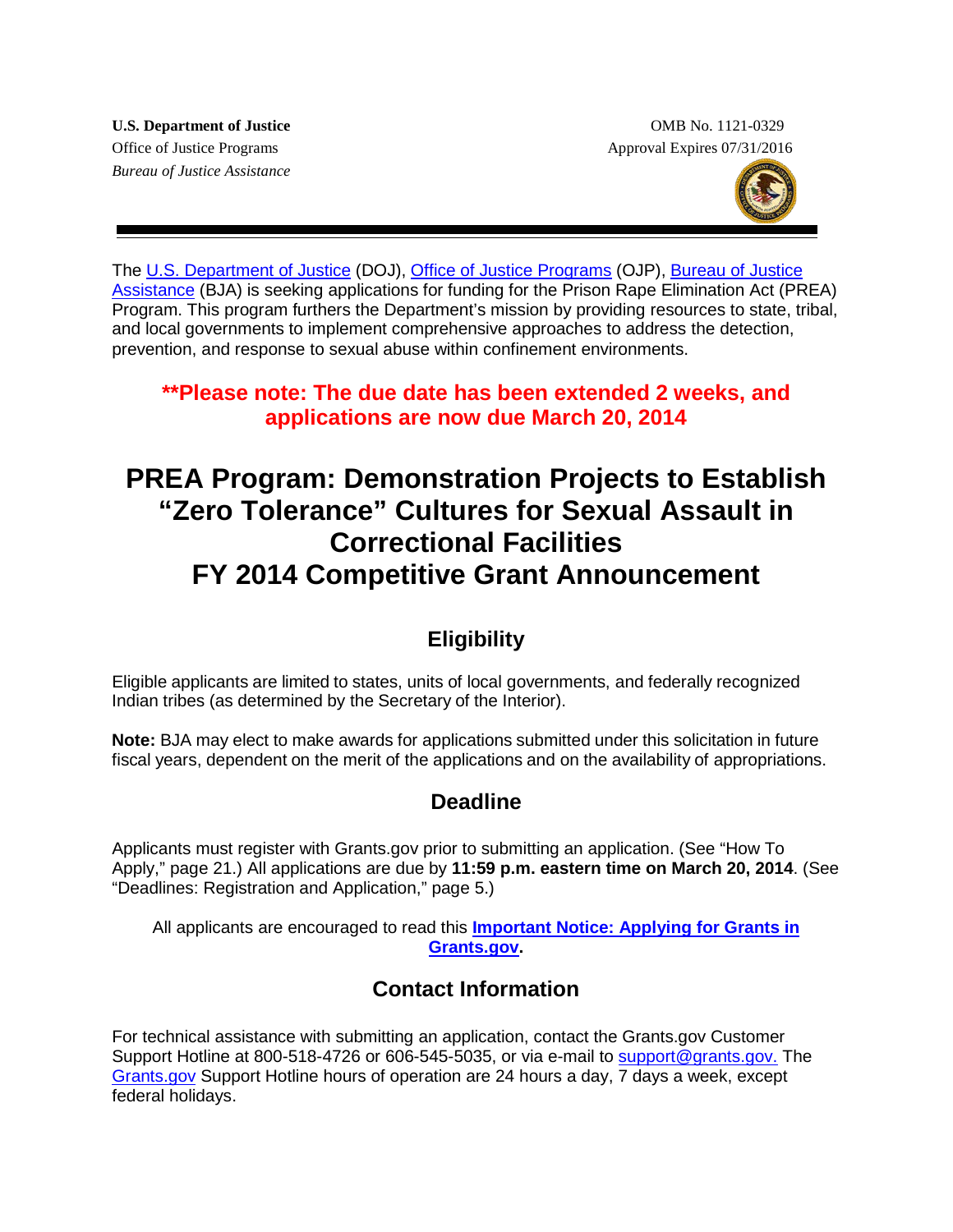**U.S. Department of Justice**
Office of Justice Programs
*Bureau of Justice Assistance*

OMB No. 1121-0329
Approval Expires 07/31/2016

---

The U.S. Department of Justice (DOJ), Office of Justice Programs (OJP), Bureau of Justice Assistance (BJA) is seeking applications for funding for the Prison Rape Elimination Act (PREA) Program. This program furthers the Department's mission by providing resources to state, tribal, and local governments to implement comprehensive approaches to address the detection, prevention, and response to sexual abuse within confinement environments.

**\*\*Please note: The due date has been extended 2 weeks, and applications are now due March 20, 2014**

# PREA Program: Demonstration Projects to Establish "Zero Tolerance" Cultures for Sexual Assault in Correctional Facilities FY 2014 Competitive Grant Announcement

## Eligibility

Eligible applicants are limited to states, units of local governments, and federally recognized Indian tribes (as determined by the Secretary of the Interior).

**Note:** BJA may elect to make awards for applications submitted under this solicitation in future fiscal years, dependent on the merit of the applications and on the availability of appropriations.

## Deadline

Applicants must register with Grants.gov prior to submitting an application. (See "How To Apply," page 21.) All applications are due by **11:59 p.m. eastern time on March 20, 2014**. (See "Deadlines: Registration and Application," page 5.)

All applicants are encouraged to read this **Important Notice: Applying for Grants in Grants.gov.**

## Contact Information

For technical assistance with submitting an application, contact the Grants.gov Customer Support Hotline at 800-518-4726 or 606-545-5035, or via e-mail to support@grants.gov. The Grants.gov Support Hotline hours of operation are 24 hours a day, 7 days a week, except federal holidays.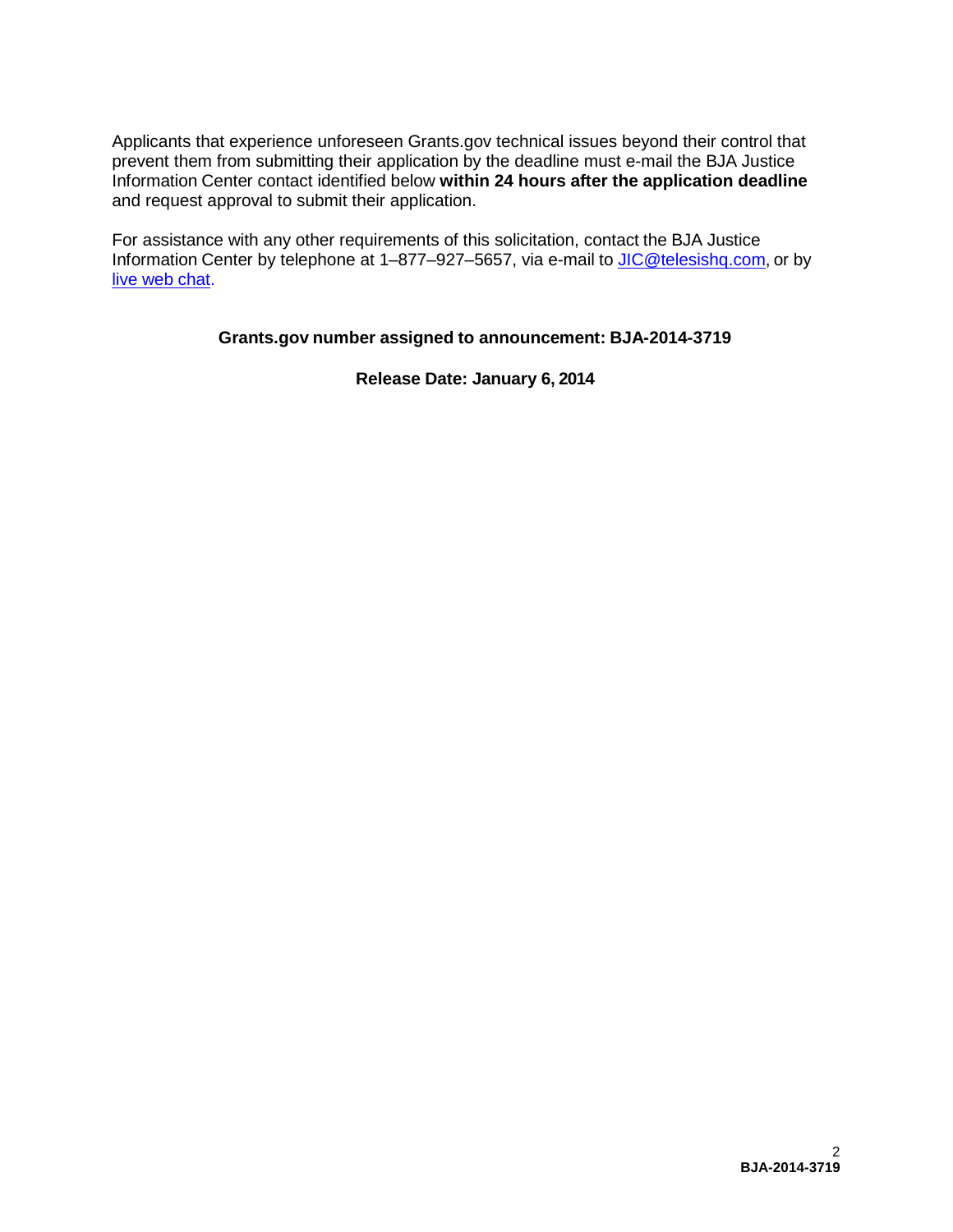Applicants that experience unforeseen Grants.gov technical issues beyond their control that prevent them from submitting their application by the deadline must e-mail the BJA Justice Information Center contact identified below **within 24 hours after the application deadline** and request approval to submit their application.

For assistance with any other requirements of this solicitation, contact the BJA Justice Information Center by telephone at 1–877–927–5657, via e-mail to JIC@telesishq.com, or by live web chat.

**Grants.gov number assigned to announcement: BJA-2014-3719**

**Release Date: January 6, 2014**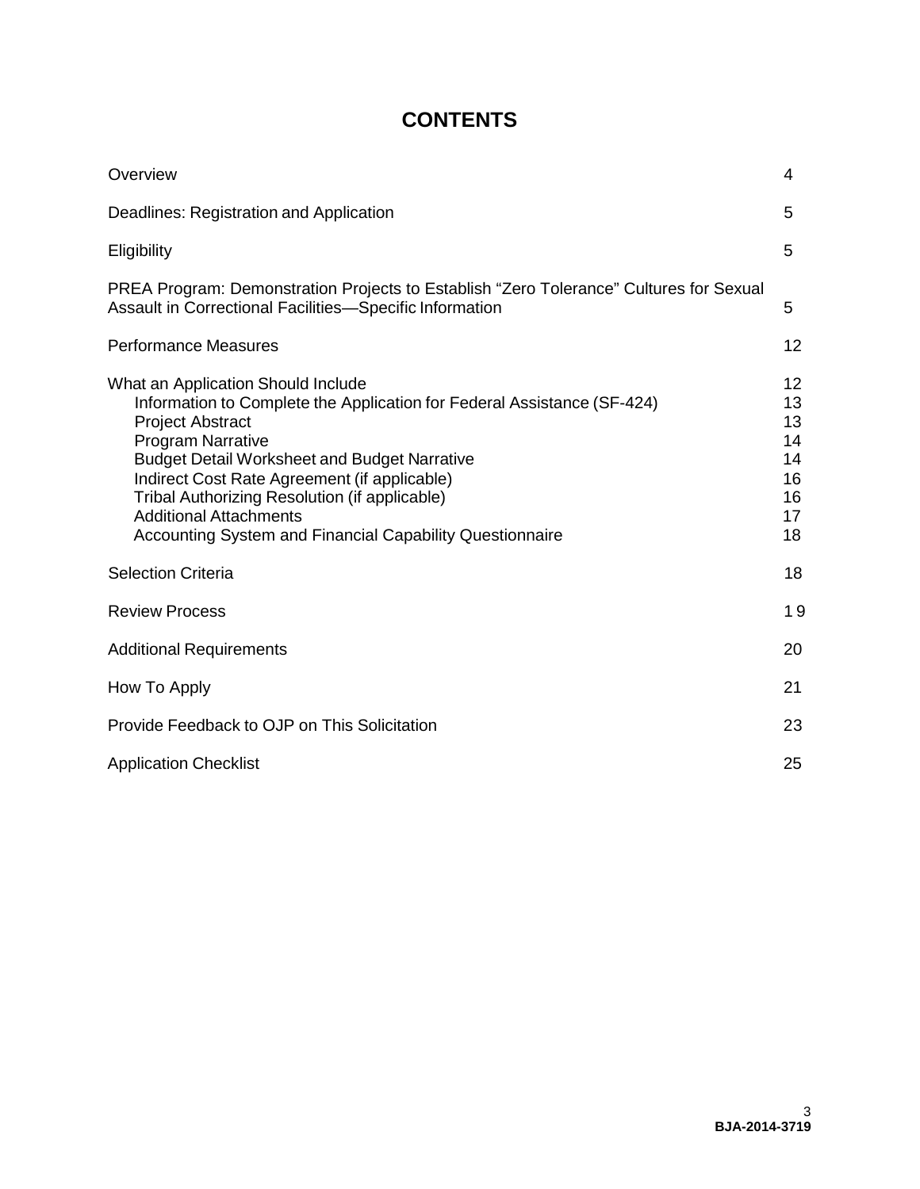# CONTENTS

| | |
|---|---|
| Overview | 4 |
| Deadlines: Registration and Application | 5 |
| Eligibility | 5 |
| PREA Program: Demonstration Projects to Establish "Zero Tolerance" Cultures for Sexual Assault in Correctional Facilities—Specific Information | 5 |
| Performance Measures | 12 |
| What an Application Should Include | 12 |
| Information to Complete the Application for Federal Assistance (SF-424) | 13 |
| Project Abstract | 13 |
| Program Narrative | 14 |
| Budget Detail Worksheet and Budget Narrative | 14 |
| Indirect Cost Rate Agreement (if applicable) | 16 |
| Tribal Authorizing Resolution (if applicable) | 16 |
| Additional Attachments | 17 |
| Accounting System and Financial Capability Questionnaire | 18 |
| Selection Criteria | 18 |
| Review Process | 19 |
| Additional Requirements | 20 |
| How To Apply | 21 |
| Provide Feedback to OJP on This Solicitation | 23 |
| Application Checklist | 25 |

BJA-2014-3719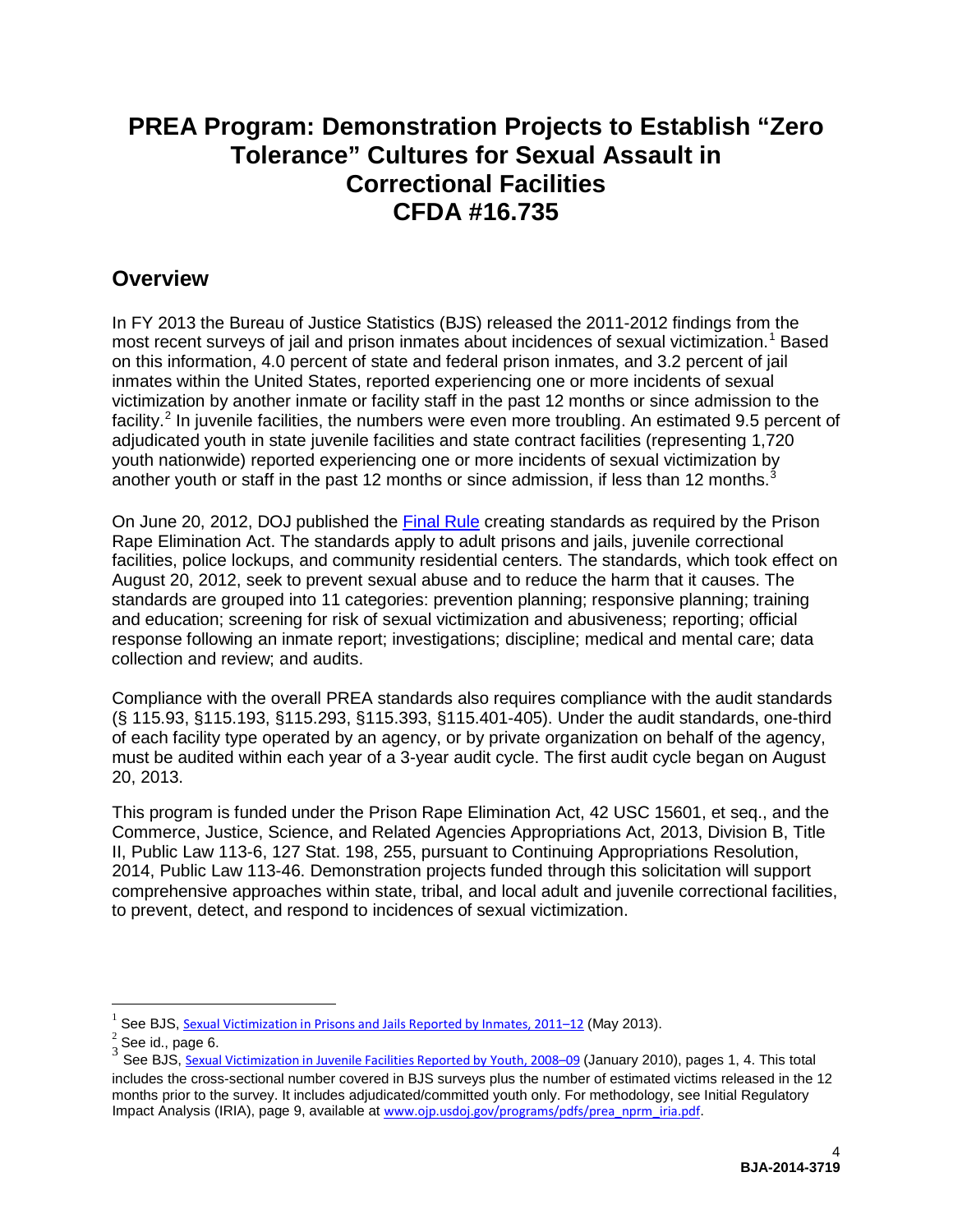# PREA Program: Demonstration Projects to Establish "Zero Tolerance" Cultures for Sexual Assault in Correctional Facilities CFDA #16.735

## Overview

In FY 2013 the Bureau of Justice Statistics (BJS) released the 2011-2012 findings from the most recent surveys of jail and prison inmates about incidences of sexual victimization.[1] Based on this information, 4.0 percent of state and federal prison inmates, and 3.2 percent of jail inmates within the United States, reported experiencing one or more incidents of sexual victimization by another inmate or facility staff in the past 12 months or since admission to the facility.[2] In juvenile facilities, the numbers were even more troubling. An estimated 9.5 percent of adjudicated youth in state juvenile facilities and state contract facilities (representing 1,720 youth nationwide) reported experiencing one or more incidents of sexual victimization by another youth or staff in the past 12 months or since admission, if less than 12 months.[3]

On June 20, 2012, DOJ published the Final Rule creating standards as required by the Prison Rape Elimination Act. The standards apply to adult prisons and jails, juvenile correctional facilities, police lockups, and community residential centers. The standards, which took effect on August 20, 2012, seek to prevent sexual abuse and to reduce the harm that it causes. The standards are grouped into 11 categories: prevention planning; responsive planning; training and education; screening for risk of sexual victimization and abusiveness; reporting; official response following an inmate report; investigations; discipline; medical and mental care; data collection and review; and audits.

Compliance with the overall PREA standards also requires compliance with the audit standards (§ 115.93, §115.193, §115.293, §115.393, §115.401-405). Under the audit standards, one-third of each facility type operated by an agency, or by private organization on behalf of the agency, must be audited within each year of a 3-year audit cycle. The first audit cycle began on August 20, 2013.

This program is funded under the Prison Rape Elimination Act, 42 USC 15601, et seq., and the Commerce, Justice, Science, and Related Agencies Appropriations Act, 2013, Division B, Title II, Public Law 113-6, 127 Stat. 198, 255, pursuant to Continuing Appropriations Resolution, 2014, Public Law 113-46. Demonstration projects funded through this solicitation will support comprehensive approaches within state, tribal, and local adult and juvenile correctional facilities, to prevent, detect, and respond to incidences of sexual victimization.

---

[1] See BJS, Sexual Victimization in Prisons and Jails Reported by Inmates, 2011–12 (May 2013).

[2] See id., page 6.

[3] See BJS, Sexual Victimization in Juvenile Facilities Reported by Youth, 2008–09 (January 2010), pages 1, 4. This total includes the cross-sectional number covered in BJS surveys plus the number of estimated victims released in the 12 months prior to the survey. It includes adjudicated/committed youth only. For methodology, see Initial Regulatory Impact Analysis (IRIA), page 9, available at www.ojp.usdoj.gov/programs/pdfs/prea_nprm_iria.pdf.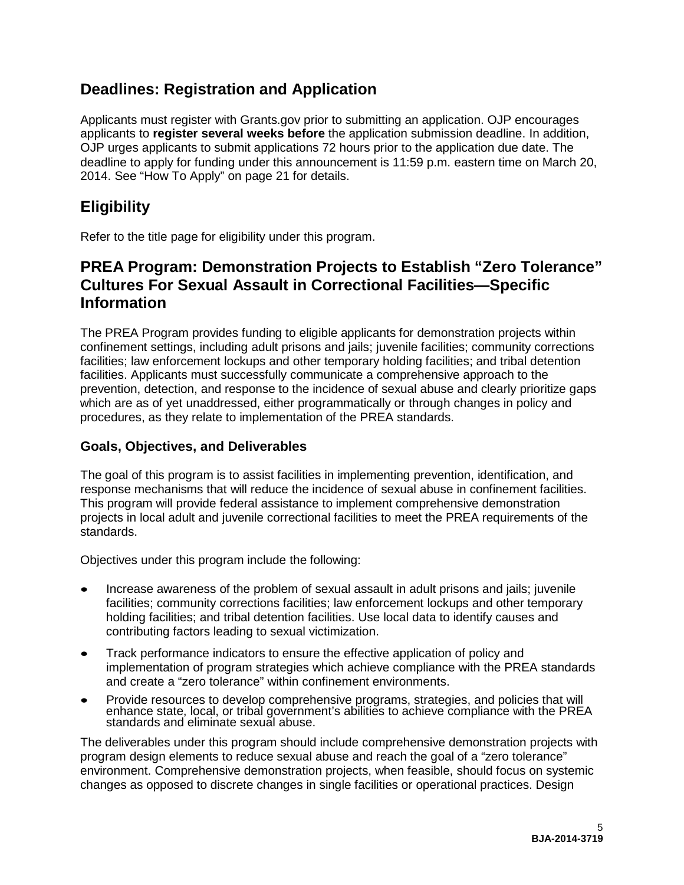## Deadlines: Registration and Application

Applicants must register with Grants.gov prior to submitting an application. OJP encourages applicants to **register several weeks before** the application submission deadline. In addition, OJP urges applicants to submit applications 72 hours prior to the application due date. The deadline to apply for funding under this announcement is 11:59 p.m. eastern time on March 20, 2014. See "How To Apply" on page 21 for details.

## Eligibility

Refer to the title page for eligibility under this program.

## PREA Program: Demonstration Projects to Establish "Zero Tolerance" Cultures For Sexual Assault in Correctional Facilities—Specific Information

The PREA Program provides funding to eligible applicants for demonstration projects within confinement settings, including adult prisons and jails; juvenile facilities; community corrections facilities; law enforcement lockups and other temporary holding facilities; and tribal detention facilities. Applicants must successfully communicate a comprehensive approach to the prevention, detection, and response to the incidence of sexual abuse and clearly prioritize gaps which are as of yet unaddressed, either programmatically or through changes in policy and procedures, as they relate to implementation of the PREA standards.

### Goals, Objectives, and Deliverables

The goal of this program is to assist facilities in implementing prevention, identification, and response mechanisms that will reduce the incidence of sexual abuse in confinement facilities. This program will provide federal assistance to implement comprehensive demonstration projects in local adult and juvenile correctional facilities to meet the PREA requirements of the standards.

Objectives under this program include the following:

- Increase awareness of the problem of sexual assault in adult prisons and jails; juvenile facilities; community corrections facilities; law enforcement lockups and other temporary holding facilities; and tribal detention facilities. Use local data to identify causes and contributing factors leading to sexual victimization.
- Track performance indicators to ensure the effective application of policy and implementation of program strategies which achieve compliance with the PREA standards and create a "zero tolerance" within confinement environments.
- Provide resources to develop comprehensive programs, strategies, and policies that will enhance state, local, or tribal government's abilities to achieve compliance with the PREA standards and eliminate sexual abuse.

The deliverables under this program should include comprehensive demonstration projects with program design elements to reduce sexual abuse and reach the goal of a "zero tolerance" environment. Comprehensive demonstration projects, when feasible, should focus on systemic changes as opposed to discrete changes in single facilities or operational practices. Design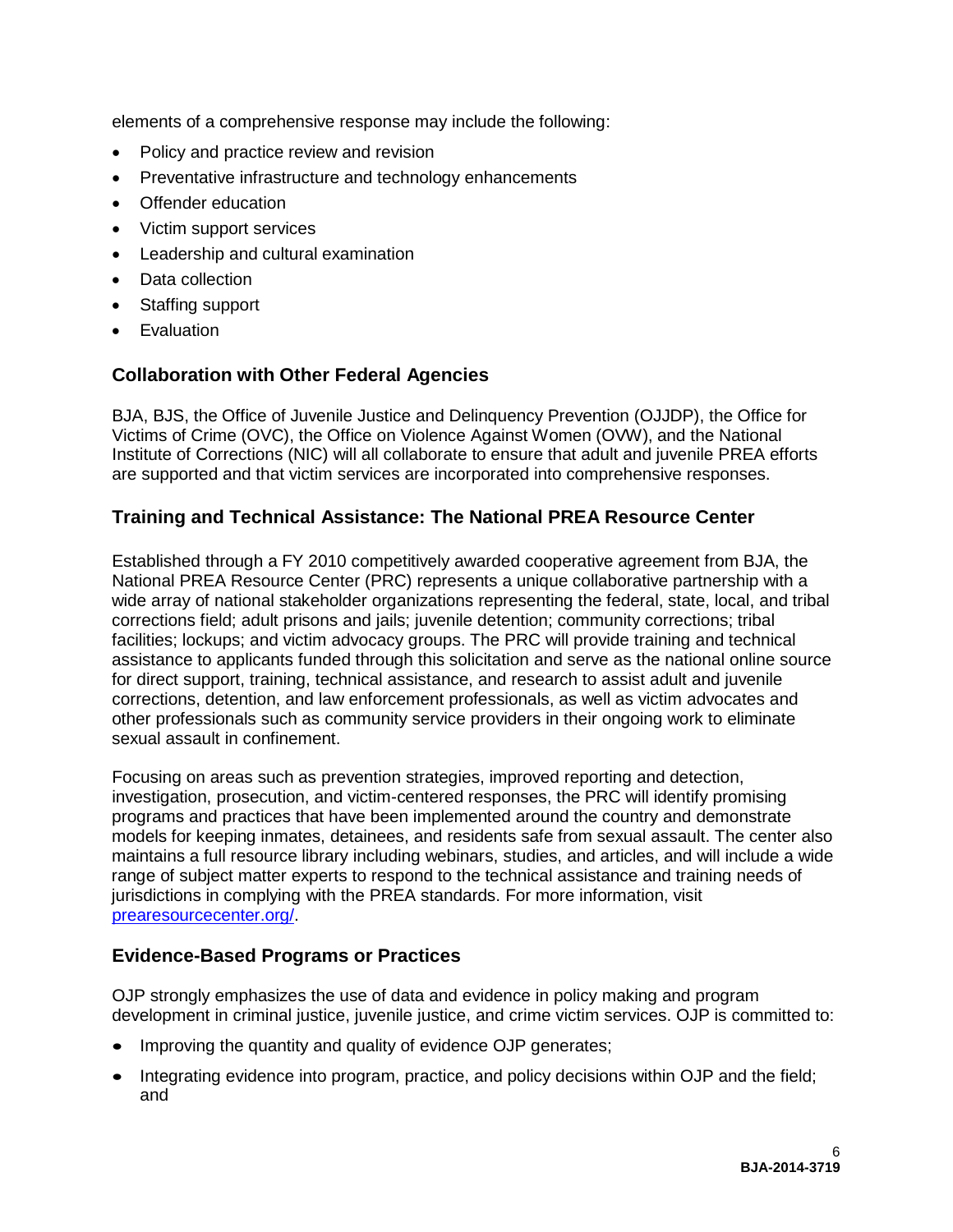elements of a comprehensive response may include the following:

- Policy and practice review and revision
- Preventative infrastructure and technology enhancements
- Offender education
- Victim support services
- Leadership and cultural examination
- Data collection
- Staffing support
- Evaluation

## Collaboration with Other Federal Agencies

BJA, BJS, the Office of Juvenile Justice and Delinquency Prevention (OJJDP), the Office for Victims of Crime (OVC), the Office on Violence Against Women (OVW), and the National Institute of Corrections (NIC) will all collaborate to ensure that adult and juvenile PREA efforts are supported and that victim services are incorporated into comprehensive responses.

## Training and Technical Assistance: The National PREA Resource Center

Established through a FY 2010 competitively awarded cooperative agreement from BJA, the National PREA Resource Center (PRC) represents a unique collaborative partnership with a wide array of national stakeholder organizations representing the federal, state, local, and tribal corrections field; adult prisons and jails; juvenile detention; community corrections; tribal facilities; lockups; and victim advocacy groups. The PRC will provide training and technical assistance to applicants funded through this solicitation and serve as the national online source for direct support, training, technical assistance, and research to assist adult and juvenile corrections, detention, and law enforcement professionals, as well as victim advocates and other professionals such as community service providers in their ongoing work to eliminate sexual assault in confinement.

Focusing on areas such as prevention strategies, improved reporting and detection, investigation, prosecution, and victim-centered responses, the PRC will identify promising programs and practices that have been implemented around the country and demonstrate models for keeping inmates, detainees, and residents safe from sexual assault. The center also maintains a full resource library including webinars, studies, and articles, and will include a wide range of subject matter experts to respond to the technical assistance and training needs of jurisdictions in complying with the PREA standards. For more information, visit [prearesourcecenter.org/](prearesourcecenter.org/).

## Evidence-Based Programs or Practices

OJP strongly emphasizes the use of data and evidence in policy making and program development in criminal justice, juvenile justice, and crime victim services. OJP is committed to:

- Improving the quantity and quality of evidence OJP generates;
- Integrating evidence into program, practice, and policy decisions within OJP and the field; and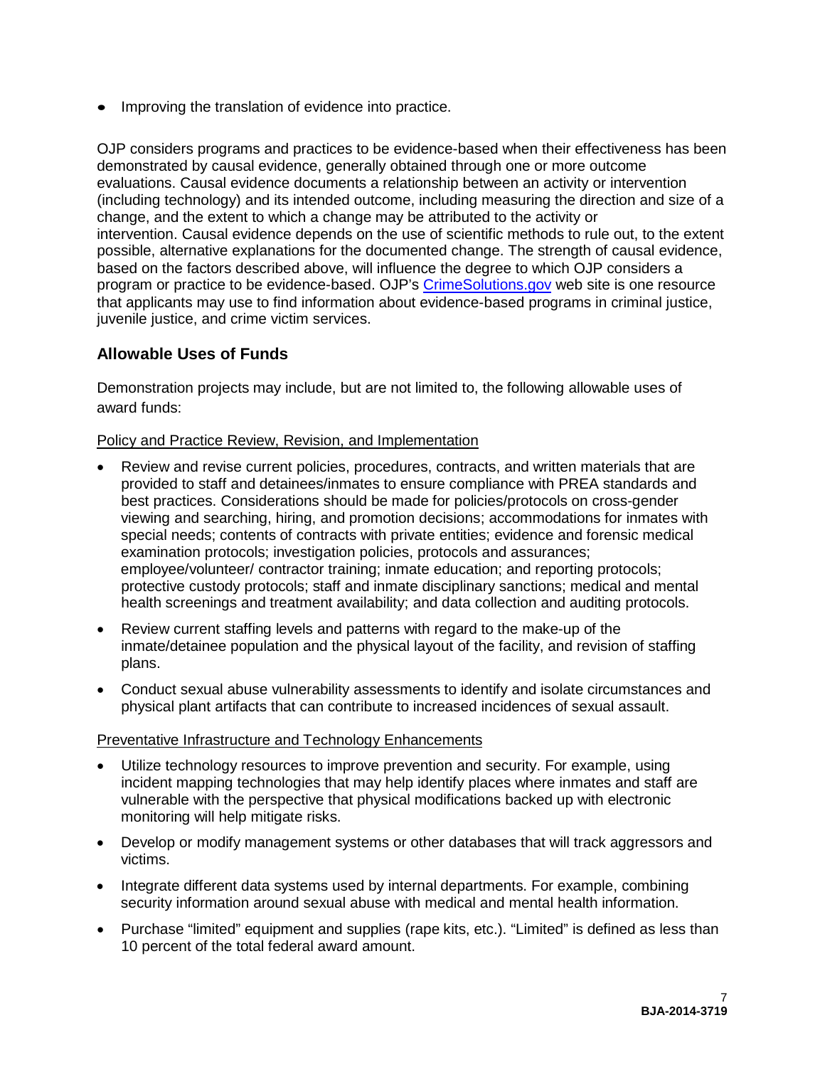- Improving the translation of evidence into practice.

OJP considers programs and practices to be evidence-based when their effectiveness has been demonstrated by causal evidence, generally obtained through one or more outcome evaluations. Causal evidence documents a relationship between an activity or intervention (including technology) and its intended outcome, including measuring the direction and size of a change, and the extent to which a change may be attributed to the activity or intervention. Causal evidence depends on the use of scientific methods to rule out, to the extent possible, alternative explanations for the documented change. The strength of causal evidence, based on the factors described above, will influence the degree to which OJP considers a program or practice to be evidence-based. OJP's [CrimeSolutions.gov](http://www.crimesolutions.gov) web site is one resource that applicants may use to find information about evidence-based programs in criminal justice, juvenile justice, and crime victim services.

### Allowable Uses of Funds

Demonstration projects may include, but are not limited to, the following allowable uses of award funds:

Policy and Practice Review, Revision, and Implementation

- Review and revise current policies, procedures, contracts, and written materials that are provided to staff and detainees/inmates to ensure compliance with PREA standards and best practices. Considerations should be made for policies/protocols on cross-gender viewing and searching, hiring, and promotion decisions; accommodations for inmates with special needs; contents of contracts with private entities; evidence and forensic medical examination protocols; investigation policies, protocols and assurances; employee/volunteer/ contractor training; inmate education; and reporting protocols; protective custody protocols; staff and inmate disciplinary sanctions; medical and mental health screenings and treatment availability; and data collection and auditing protocols.
- Review current staffing levels and patterns with regard to the make-up of the inmate/detainee population and the physical layout of the facility, and revision of staffing plans.
- Conduct sexual abuse vulnerability assessments to identify and isolate circumstances and physical plant artifacts that can contribute to increased incidences of sexual assault.

Preventative Infrastructure and Technology Enhancements

- Utilize technology resources to improve prevention and security. For example, using incident mapping technologies that may help identify places where inmates and staff are vulnerable with the perspective that physical modifications backed up with electronic monitoring will help mitigate risks.
- Develop or modify management systems or other databases that will track aggressors and victims.
- Integrate different data systems used by internal departments. For example, combining security information around sexual abuse with medical and mental health information.
- Purchase "limited" equipment and supplies (rape kits, etc.). "Limited" is defined as less than 10 percent of the total federal award amount.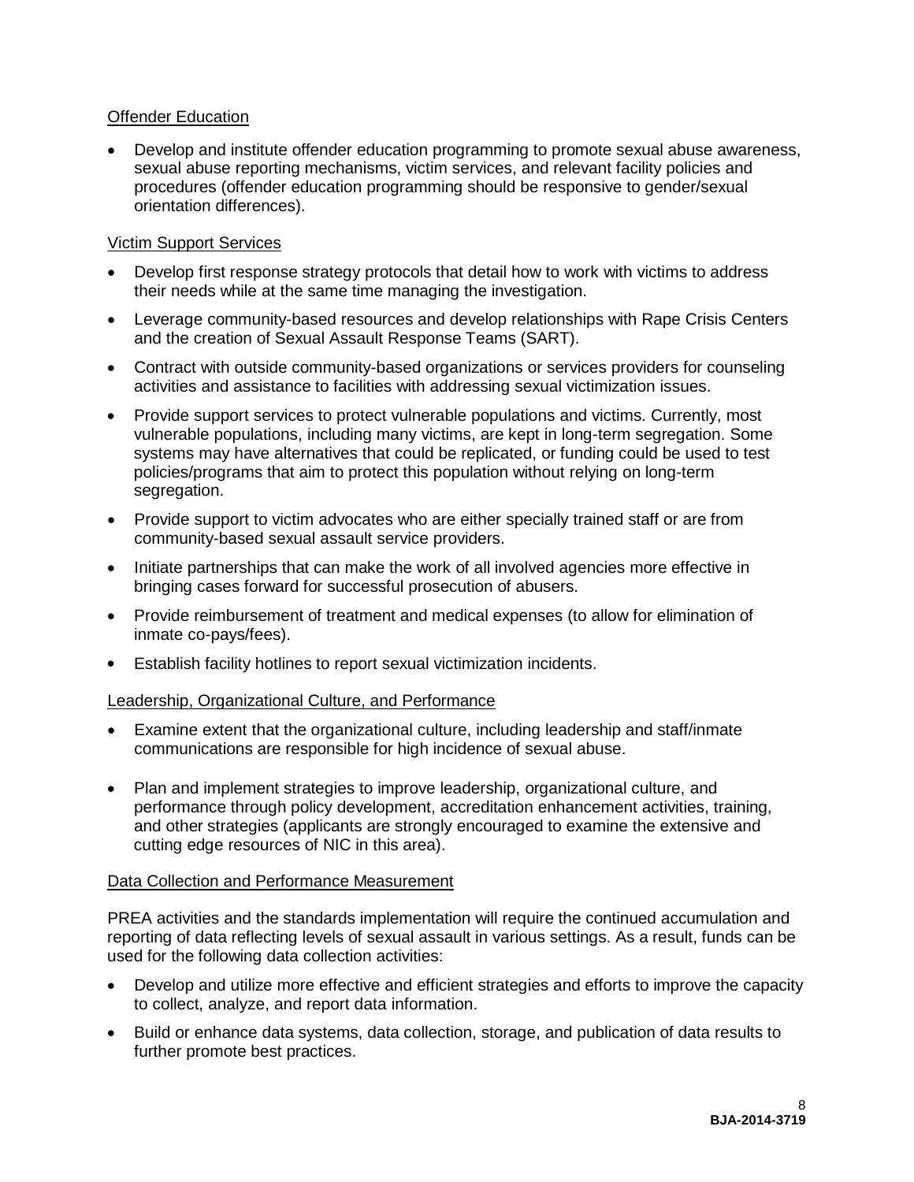Offender Education

- Develop and institute offender education programming to promote sexual abuse awareness, sexual abuse reporting mechanisms, victim services, and relevant facility policies and procedures (offender education programming should be responsive to gender/sexual orientation differences).

Victim Support Services

- Develop first response strategy protocols that detail how to work with victims to address their needs while at the same time managing the investigation.
- Leverage community-based resources and develop relationships with Rape Crisis Centers and the creation of Sexual Assault Response Teams (SART).
- Contract with outside community-based organizations or services providers for counseling activities and assistance to facilities with addressing sexual victimization issues.
- Provide support services to protect vulnerable populations and victims. Currently, most vulnerable populations, including many victims, are kept in long-term segregation. Some systems may have alternatives that could be replicated, or funding could be used to test policies/programs that aim to protect this population without relying on long-term segregation.
- Provide support to victim advocates who are either specially trained staff or are from community-based sexual assault service providers.
- Initiate partnerships that can make the work of all involved agencies more effective in bringing cases forward for successful prosecution of abusers.
- Provide reimbursement of treatment and medical expenses (to allow for elimination of inmate co-pays/fees).
- Establish facility hotlines to report sexual victimization incidents.

Leadership, Organizational Culture, and Performance

- Examine extent that the organizational culture, including leadership and staff/inmate communications are responsible for high incidence of sexual abuse.
- Plan and implement strategies to improve leadership, organizational culture, and performance through policy development, accreditation enhancement activities, training, and other strategies (applicants are strongly encouraged to examine the extensive and cutting edge resources of NIC in this area).

Data Collection and Performance Measurement

PREA activities and the standards implementation will require the continued accumulation and reporting of data reflecting levels of sexual assault in various settings. As a result, funds can be used for the following data collection activities:

- Develop and utilize more effective and efficient strategies and efforts to improve the capacity to collect, analyze, and report data information.
- Build or enhance data systems, data collection, storage, and publication of data results to further promote best practices.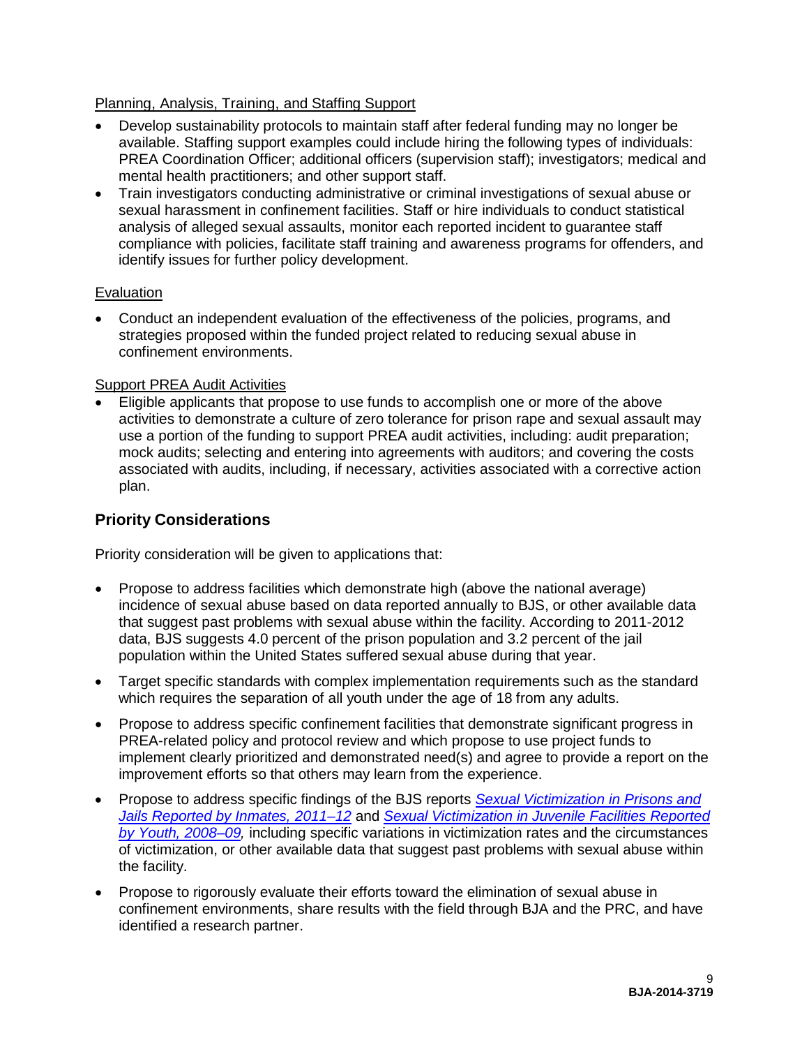Planning, Analysis, Training, and Staffing Support

- Develop sustainability protocols to maintain staff after federal funding may no longer be available. Staffing support examples could include hiring the following types of individuals: PREA Coordination Officer; additional officers (supervision staff); investigators; medical and mental health practitioners; and other support staff.
- Train investigators conducting administrative or criminal investigations of sexual abuse or sexual harassment in confinement facilities. Staff or hire individuals to conduct statistical analysis of alleged sexual assaults, monitor each reported incident to guarantee staff compliance with policies, facilitate staff training and awareness programs for offenders, and identify issues for further policy development.

Evaluation

- Conduct an independent evaluation of the effectiveness of the policies, programs, and strategies proposed within the funded project related to reducing sexual abuse in confinement environments.

Support PREA Audit Activities

- Eligible applicants that propose to use funds to accomplish one or more of the above activities to demonstrate a culture of zero tolerance for prison rape and sexual assault may use a portion of the funding to support PREA audit activities, including: audit preparation; mock audits; selecting and entering into agreements with auditors; and covering the costs associated with audits, including, if necessary, activities associated with a corrective action plan.

## Priority Considerations

Priority consideration will be given to applications that:

- Propose to address facilities which demonstrate high (above the national average) incidence of sexual abuse based on data reported annually to BJS, or other available data that suggest past problems with sexual abuse within the facility. According to 2011-2012 data, BJS suggests 4.0 percent of the prison population and 3.2 percent of the jail population within the United States suffered sexual abuse during that year.
- Target specific standards with complex implementation requirements such as the standard which requires the separation of all youth under the age of 18 from any adults.
- Propose to address specific confinement facilities that demonstrate significant progress in PREA-related policy and protocol review and which propose to use project funds to implement clearly prioritized and demonstrated need(s) and agree to provide a report on the improvement efforts so that others may learn from the experience.
- Propose to address specific findings of the BJS reports *Sexual Victimization in Prisons and Jails Reported by Inmates, 2011–12* and *Sexual Victimization in Juvenile Facilities Reported by Youth, 2008–09,* including specific variations in victimization rates and the circumstances of victimization, or other available data that suggest past problems with sexual abuse within the facility.
- Propose to rigorously evaluate their efforts toward the elimination of sexual abuse in confinement environments, share results with the field through BJA and the PRC, and have identified a research partner.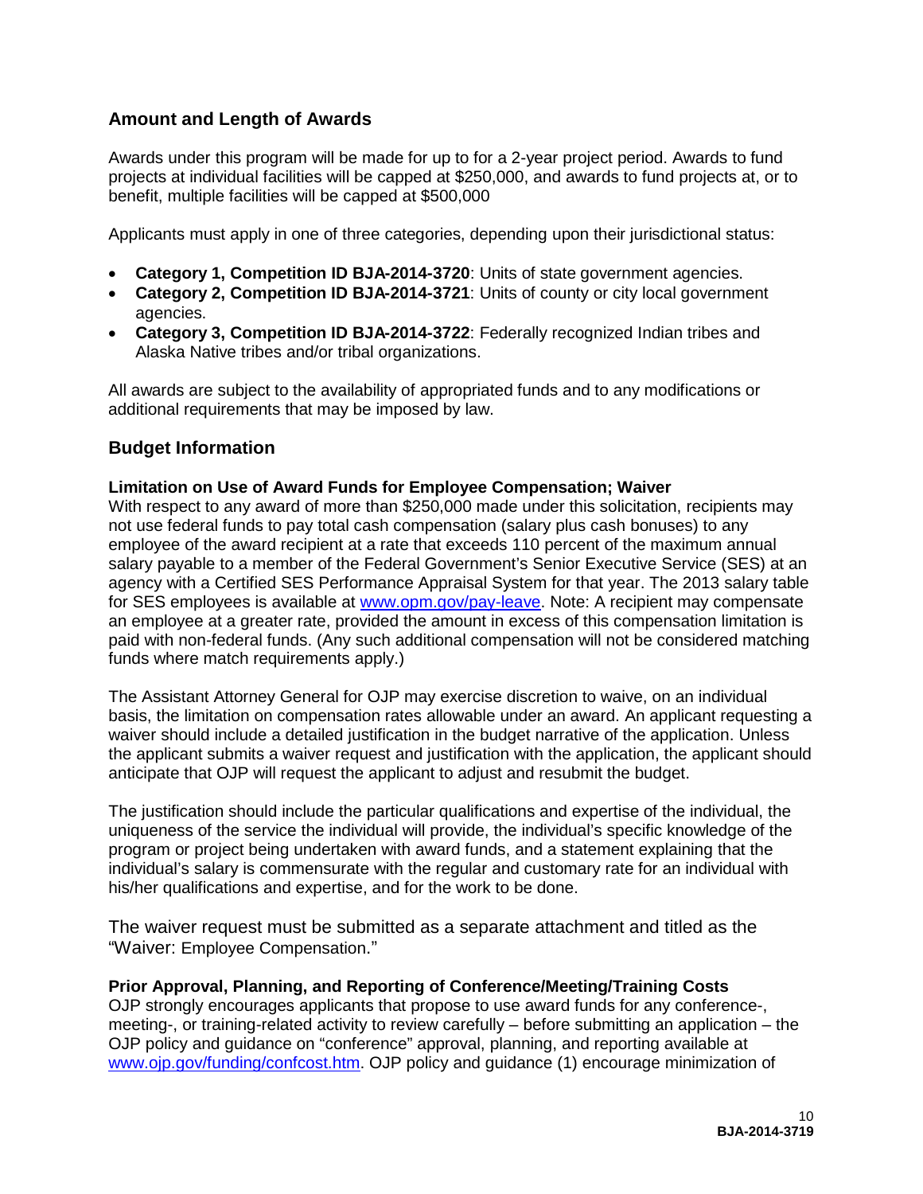## Amount and Length of Awards

Awards under this program will be made for up to for a 2-year project period. Awards to fund projects at individual facilities will be capped at $250,000, and awards to fund projects at, or to benefit, multiple facilities will be capped at $500,000

Applicants must apply in one of three categories, depending upon their jurisdictional status:

- **Category 1, Competition ID BJA-2014-3720**: Units of state government agencies.
- **Category 2, Competition ID BJA-2014-3721**: Units of county or city local government agencies.
- **Category 3, Competition ID BJA-2014-3722**: Federally recognized Indian tribes and Alaska Native tribes and/or tribal organizations.

All awards are subject to the availability of appropriated funds and to any modifications or additional requirements that may be imposed by law.

## Budget Information

**Limitation on Use of Award Funds for Employee Compensation; Waiver**
With respect to any award of more than $250,000 made under this solicitation, recipients may not use federal funds to pay total cash compensation (salary plus cash bonuses) to any employee of the award recipient at a rate that exceeds 110 percent of the maximum annual salary payable to a member of the Federal Government's Senior Executive Service (SES) at an agency with a Certified SES Performance Appraisal System for that year. The 2013 salary table for SES employees is available at [www.opm.gov/pay-leave](www.opm.gov/pay-leave). Note: A recipient may compensate an employee at a greater rate, provided the amount in excess of this compensation limitation is paid with non-federal funds. (Any such additional compensation will not be considered matching funds where match requirements apply.)

The Assistant Attorney General for OJP may exercise discretion to waive, on an individual basis, the limitation on compensation rates allowable under an award. An applicant requesting a waiver should include a detailed justification in the budget narrative of the application. Unless the applicant submits a waiver request and justification with the application, the applicant should anticipate that OJP will request the applicant to adjust and resubmit the budget.

The justification should include the particular qualifications and expertise of the individual, the uniqueness of the service the individual will provide, the individual's specific knowledge of the program or project being undertaken with award funds, and a statement explaining that the individual's salary is commensurate with the regular and customary rate for an individual with his/her qualifications and expertise, and for the work to be done.

The waiver request must be submitted as a separate attachment and titled as the "Waiver: Employee Compensation."

**Prior Approval, Planning, and Reporting of Conference/Meeting/Training Costs**
OJP strongly encourages applicants that propose to use award funds for any conference-, meeting-, or training-related activity to review carefully – before submitting an application – the OJP policy and guidance on "conference" approval, planning, and reporting available at [www.ojp.gov/funding/confcost.htm](www.ojp.gov/funding/confcost.htm). OJP policy and guidance (1) encourage minimization of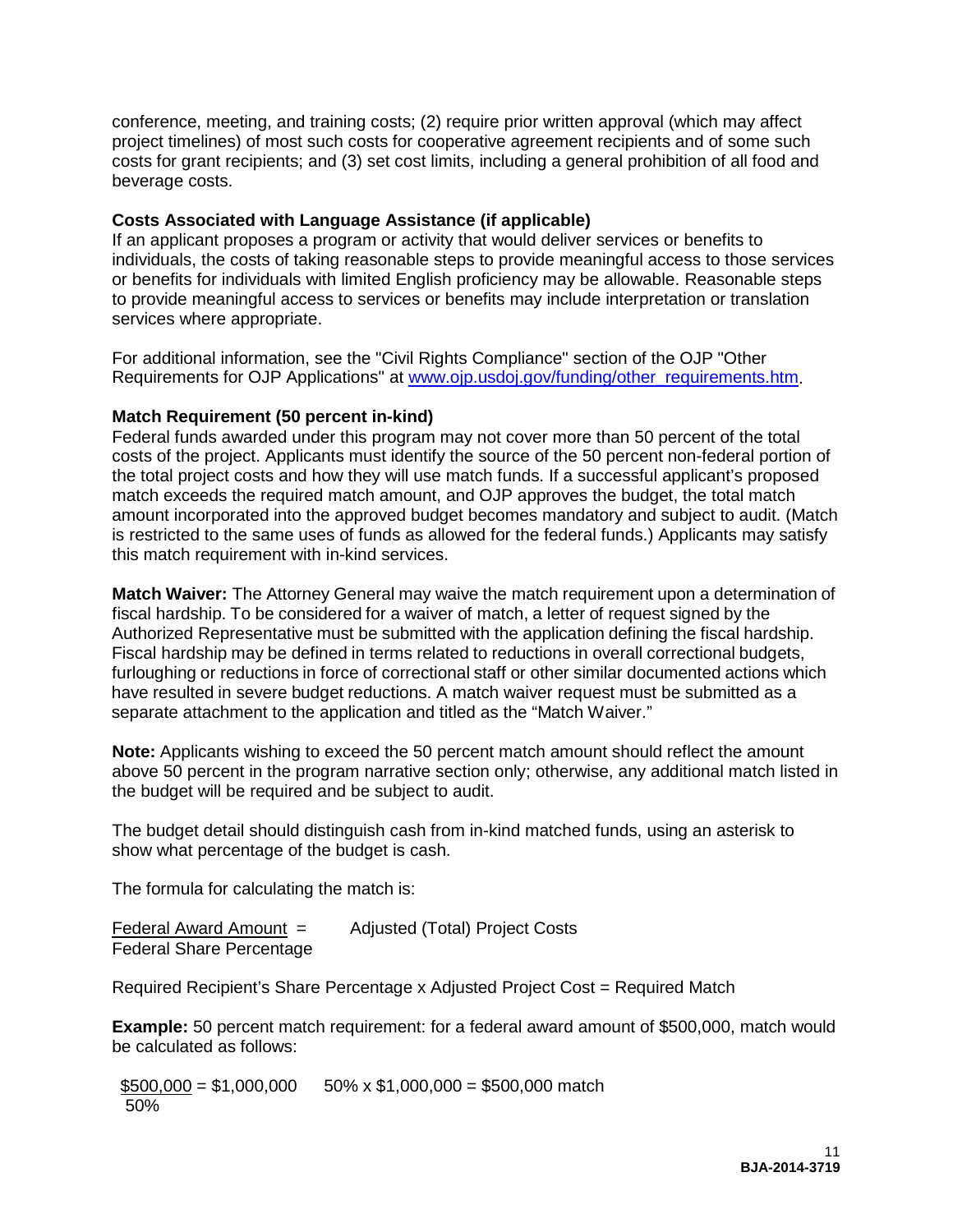conference, meeting, and training costs; (2) require prior written approval (which may affect project timelines) of most such costs for cooperative agreement recipients and of some such costs for grant recipients; and (3) set cost limits, including a general prohibition of all food and beverage costs.

**Costs Associated with Language Assistance (if applicable)**

If an applicant proposes a program or activity that would deliver services or benefits to individuals, the costs of taking reasonable steps to provide meaningful access to those services or benefits for individuals with limited English proficiency may be allowable. Reasonable steps to provide meaningful access to services or benefits may include interpretation or translation services where appropriate.

For additional information, see the "Civil Rights Compliance" section of the OJP "Other Requirements for OJP Applications" at [www.ojp.usdoj.gov/funding/other_requirements.htm](www.ojp.usdoj.gov/funding/other_requirements.htm).

**Match Requirement (50 percent in-kind)**

Federal funds awarded under this program may not cover more than 50 percent of the total costs of the project. Applicants must identify the source of the 50 percent non-federal portion of the total project costs and how they will use match funds. If a successful applicant's proposed match exceeds the required match amount, and OJP approves the budget, the total match amount incorporated into the approved budget becomes mandatory and subject to audit. (Match is restricted to the same uses of funds as allowed for the federal funds.) Applicants may satisfy this match requirement with in-kind services.

**Match Waiver:** The Attorney General may waive the match requirement upon a determination of fiscal hardship. To be considered for a waiver of match, a letter of request signed by the Authorized Representative must be submitted with the application defining the fiscal hardship. Fiscal hardship may be defined in terms related to reductions in overall correctional budgets, furloughing or reductions in force of correctional staff or other similar documented actions which have resulted in severe budget reductions. A match waiver request must be submitted as a separate attachment to the application and titled as the "Match Waiver."

**Note:** Applicants wishing to exceed the 50 percent match amount should reflect the amount above 50 percent in the program narrative section only; otherwise, any additional match listed in the budget will be required and be subject to audit.

The budget detail should distinguish cash from in-kind matched funds, using an asterisk to show what percentage of the budget is cash.

The formula for calculating the match is:

$$\frac{\text{Federal Award Amount}}{\text{Federal Share Percentage}} = \text{Adjusted (Total) Project Costs}$$

Required Recipient's Share Percentage x Adjusted Project Cost = Required Match

**Example:** 50 percent match requirement: for a federal award amount of $500,000, match would be calculated as follows:

$$\frac{\$500{,}000}{50\%} = \$1{,}000{,}000 \qquad 50\% \times \$1{,}000{,}000 = \$500{,}000 \text{ match}$$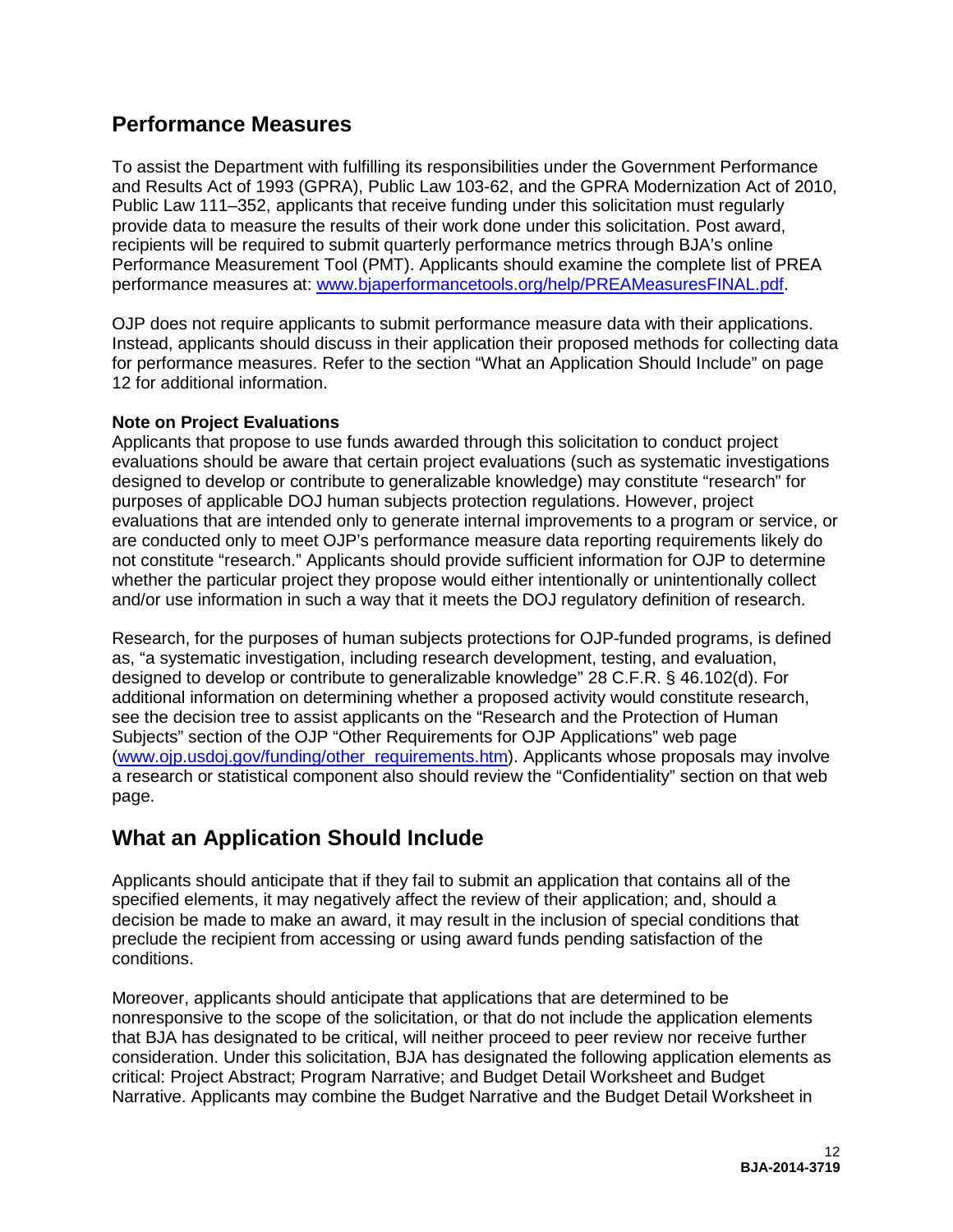## Performance Measures

To assist the Department with fulfilling its responsibilities under the Government Performance and Results Act of 1993 (GPRA), Public Law 103-62, and the GPRA Modernization Act of 2010, Public Law 111–352, applicants that receive funding under this solicitation must regularly provide data to measure the results of their work done under this solicitation. Post award, recipients will be required to submit quarterly performance metrics through BJA's online Performance Measurement Tool (PMT). Applicants should examine the complete list of PREA performance measures at: [www.bjaperformancetools.org/help/PREAMeasuresFINAL.pdf](http://www.bjaperformancetools.org/help/PREAMeasuresFINAL.pdf).

OJP does not require applicants to submit performance measure data with their applications. Instead, applicants should discuss in their application their proposed methods for collecting data for performance measures. Refer to the section "What an Application Should Include" on page 12 for additional information.

**Note on Project Evaluations**

Applicants that propose to use funds awarded through this solicitation to conduct project evaluations should be aware that certain project evaluations (such as systematic investigations designed to develop or contribute to generalizable knowledge) may constitute "research" for purposes of applicable DOJ human subjects protection regulations. However, project evaluations that are intended only to generate internal improvements to a program or service, or are conducted only to meet OJP's performance measure data reporting requirements likely do not constitute "research." Applicants should provide sufficient information for OJP to determine whether the particular project they propose would either intentionally or unintentionally collect and/or use information in such a way that it meets the DOJ regulatory definition of research.

Research, for the purposes of human subjects protections for OJP-funded programs, is defined as, "a systematic investigation, including research development, testing, and evaluation, designed to develop or contribute to generalizable knowledge" 28 C.F.R. § 46.102(d). For additional information on determining whether a proposed activity would constitute research, see the decision tree to assist applicants on the "Research and the Protection of Human Subjects" section of the OJP "Other Requirements for OJP Applications" web page ([www.ojp.usdoj.gov/funding/other_requirements.htm](http://www.ojp.usdoj.gov/funding/other_requirements.htm)). Applicants whose proposals may involve a research or statistical component also should review the "Confidentiality" section on that web page.

## What an Application Should Include

Applicants should anticipate that if they fail to submit an application that contains all of the specified elements, it may negatively affect the review of their application; and, should a decision be made to make an award, it may result in the inclusion of special conditions that preclude the recipient from accessing or using award funds pending satisfaction of the conditions.

Moreover, applicants should anticipate that applications that are determined to be nonresponsive to the scope of the solicitation, or that do not include the application elements that BJA has designated to be critical, will neither proceed to peer review nor receive further consideration. Under this solicitation, BJA has designated the following application elements as critical: Project Abstract; Program Narrative; and Budget Detail Worksheet and Budget Narrative. Applicants may combine the Budget Narrative and the Budget Detail Worksheet in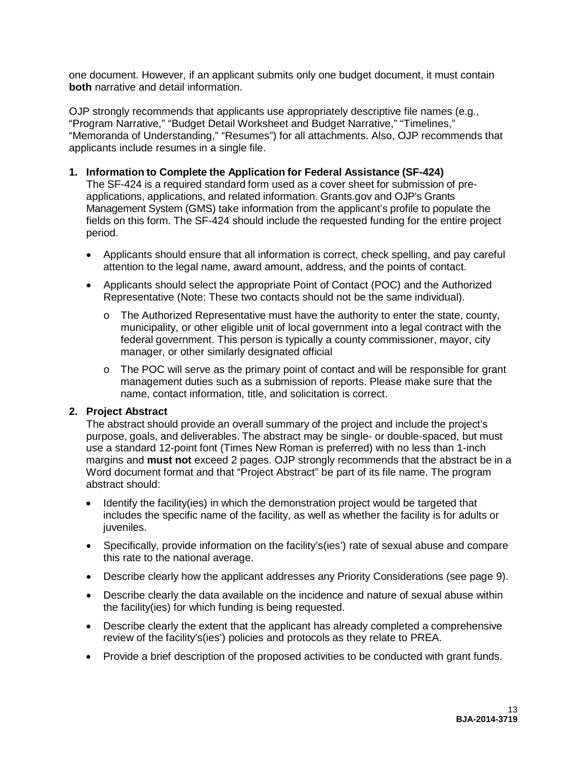one document. However, if an applicant submits only one budget document, it must contain **both** narrative and detail information.

OJP strongly recommends that applicants use appropriately descriptive file names (e.g., "Program Narrative," "Budget Detail Worksheet and Budget Narrative," "Timelines," "Memoranda of Understanding," "Resumes") for all attachments. Also, OJP recommends that applicants include resumes in a single file.

**1. Information to Complete the Application for Federal Assistance (SF-424)**

The SF-424 is a required standard form used as a cover sheet for submission of pre-applications, applications, and related information. Grants.gov and OJP's Grants Management System (GMS) take information from the applicant's profile to populate the fields on this form. The SF-424 should include the requested funding for the entire project period.

- Applicants should ensure that all information is correct, check spelling, and pay careful attention to the legal name, award amount, address, and the points of contact.
- Applicants should select the appropriate Point of Contact (POC) and the Authorized Representative (Note: These two contacts should not be the same individual).
  - o The Authorized Representative must have the authority to enter the state, county, municipality, or other eligible unit of local government into a legal contract with the federal government. This person is typically a county commissioner, mayor, city manager, or other similarly designated official
  - o The POC will serve as the primary point of contact and will be responsible for grant management duties such as a submission of reports. Please make sure that the name, contact information, title, and solicitation is correct.

**2. Project Abstract**

The abstract should provide an overall summary of the project and include the project's purpose, goals, and deliverables. The abstract may be single- or double-spaced, but must use a standard 12-point font (Times New Roman is preferred) with no less than 1-inch margins and **must not** exceed 2 pages. OJP strongly recommends that the abstract be in a Word document format and that "Project Abstract" be part of its file name. The program abstract should:

- Identify the facility(ies) in which the demonstration project would be targeted that includes the specific name of the facility, as well as whether the facility is for adults or juveniles.
- Specifically, provide information on the facility's(ies') rate of sexual abuse and compare this rate to the national average.
- Describe clearly how the applicant addresses any Priority Considerations (see page 9).
- Describe clearly the data available on the incidence and nature of sexual abuse within the facility(ies) for which funding is being requested.
- Describe clearly the extent that the applicant has already completed a comprehensive review of the facility's(ies') policies and protocols as they relate to PREA.
- Provide a brief description of the proposed activities to be conducted with grant funds.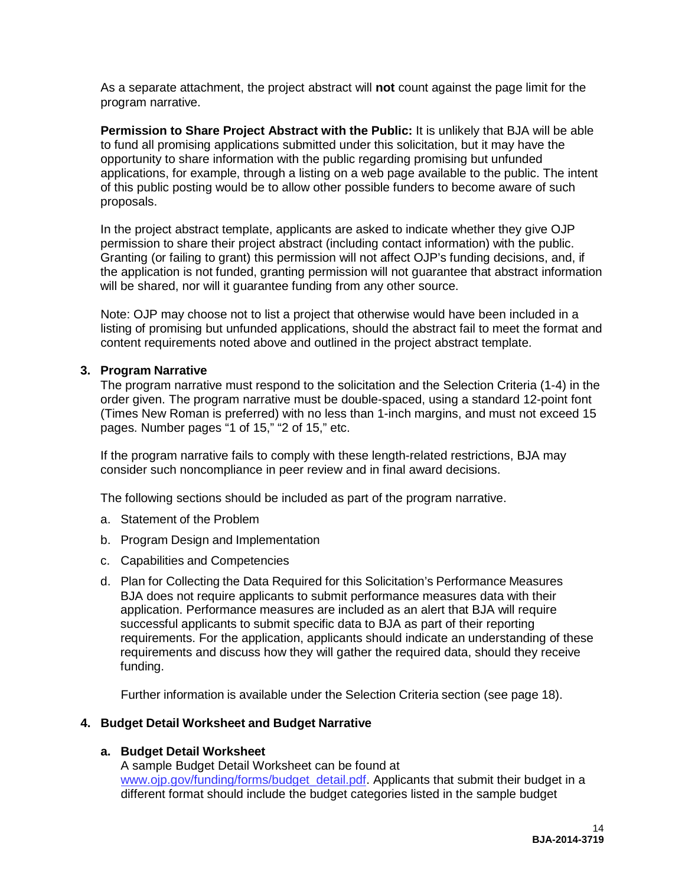As a separate attachment, the project abstract will **not** count against the page limit for the program narrative.

**Permission to Share Project Abstract with the Public:** It is unlikely that BJA will be able to fund all promising applications submitted under this solicitation, but it may have the opportunity to share information with the public regarding promising but unfunded applications, for example, through a listing on a web page available to the public. The intent of this public posting would be to allow other possible funders to become aware of such proposals.

In the project abstract template, applicants are asked to indicate whether they give OJP permission to share their project abstract (including contact information) with the public. Granting (or failing to grant) this permission will not affect OJP's funding decisions, and, if the application is not funded, granting permission will not guarantee that abstract information will be shared, nor will it guarantee funding from any other source.

Note: OJP may choose not to list a project that otherwise would have been included in a listing of promising but unfunded applications, should the abstract fail to meet the format and content requirements noted above and outlined in the project abstract template.

**3. Program Narrative**

The program narrative must respond to the solicitation and the Selection Criteria (1-4) in the order given. The program narrative must be double-spaced, using a standard 12-point font (Times New Roman is preferred) with no less than 1-inch margins, and must not exceed 15 pages. Number pages "1 of 15," "2 of 15," etc.

If the program narrative fails to comply with these length-related restrictions, BJA may consider such noncompliance in peer review and in final award decisions.

The following sections should be included as part of the program narrative.

a. Statement of the Problem

b. Program Design and Implementation

c. Capabilities and Competencies

d. Plan for Collecting the Data Required for this Solicitation's Performance Measures
BJA does not require applicants to submit performance measures data with their application. Performance measures are included as an alert that BJA will require successful applicants to submit specific data to BJA as part of their reporting requirements. For the application, applicants should indicate an understanding of these requirements and discuss how they will gather the required data, should they receive funding.

   Further information is available under the Selection Criteria section (see page 18).

**4. Budget Detail Worksheet and Budget Narrative**

**a. Budget Detail Worksheet**

A sample Budget Detail Worksheet can be found at www.ojp.gov/funding/forms/budget_detail.pdf. Applicants that submit their budget in a different format should include the budget categories listed in the sample budget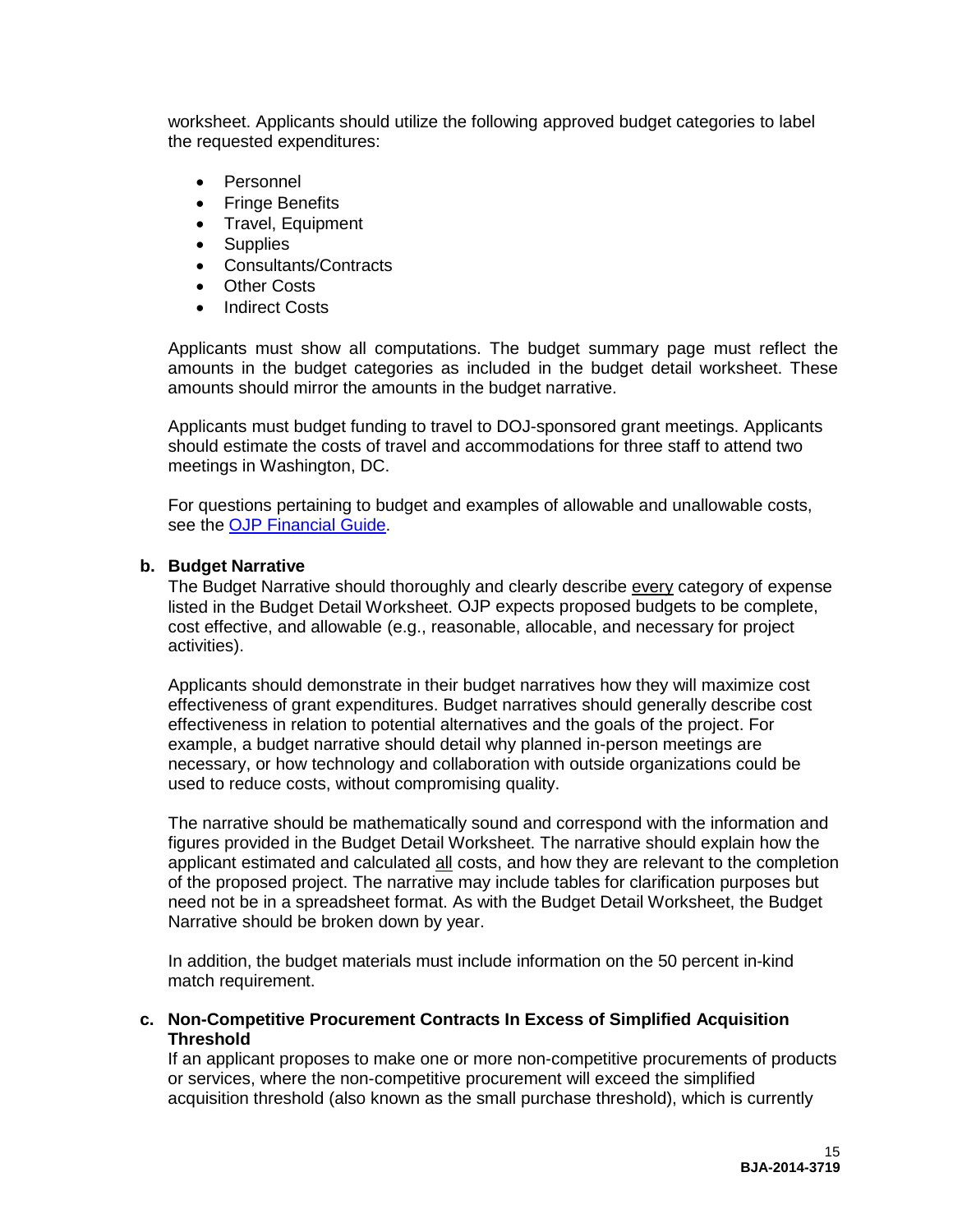worksheet. Applicants should utilize the following approved budget categories to label the requested expenditures:

- Personnel
- Fringe Benefits
- Travel, Equipment
- Supplies
- Consultants/Contracts
- Other Costs
- Indirect Costs

Applicants must show all computations. The budget summary page must reflect the amounts in the budget categories as included in the budget detail worksheet. These amounts should mirror the amounts in the budget narrative.

Applicants must budget funding to travel to DOJ-sponsored grant meetings. Applicants should estimate the costs of travel and accommodations for three staff to attend two meetings in Washington, DC.

For questions pertaining to budget and examples of allowable and unallowable costs, see the [OJP Financial Guide](OJP Financial Guide).

**b. Budget Narrative**

The Budget Narrative should thoroughly and clearly describe every category of expense listed in the Budget Detail Worksheet. OJP expects proposed budgets to be complete, cost effective, and allowable (e.g., reasonable, allocable, and necessary for project activities).

Applicants should demonstrate in their budget narratives how they will maximize cost effectiveness of grant expenditures. Budget narratives should generally describe cost effectiveness in relation to potential alternatives and the goals of the project. For example, a budget narrative should detail why planned in-person meetings are necessary, or how technology and collaboration with outside organizations could be used to reduce costs, without compromising quality.

The narrative should be mathematically sound and correspond with the information and figures provided in the Budget Detail Worksheet. The narrative should explain how the applicant estimated and calculated all costs, and how they are relevant to the completion of the proposed project. The narrative may include tables for clarification purposes but need not be in a spreadsheet format. As with the Budget Detail Worksheet, the Budget Narrative should be broken down by year.

In addition, the budget materials must include information on the 50 percent in-kind match requirement.

**c. Non-Competitive Procurement Contracts In Excess of Simplified Acquisition Threshold**

If an applicant proposes to make one or more non-competitive procurements of products or services, where the non-competitive procurement will exceed the simplified acquisition threshold (also known as the small purchase threshold), which is currently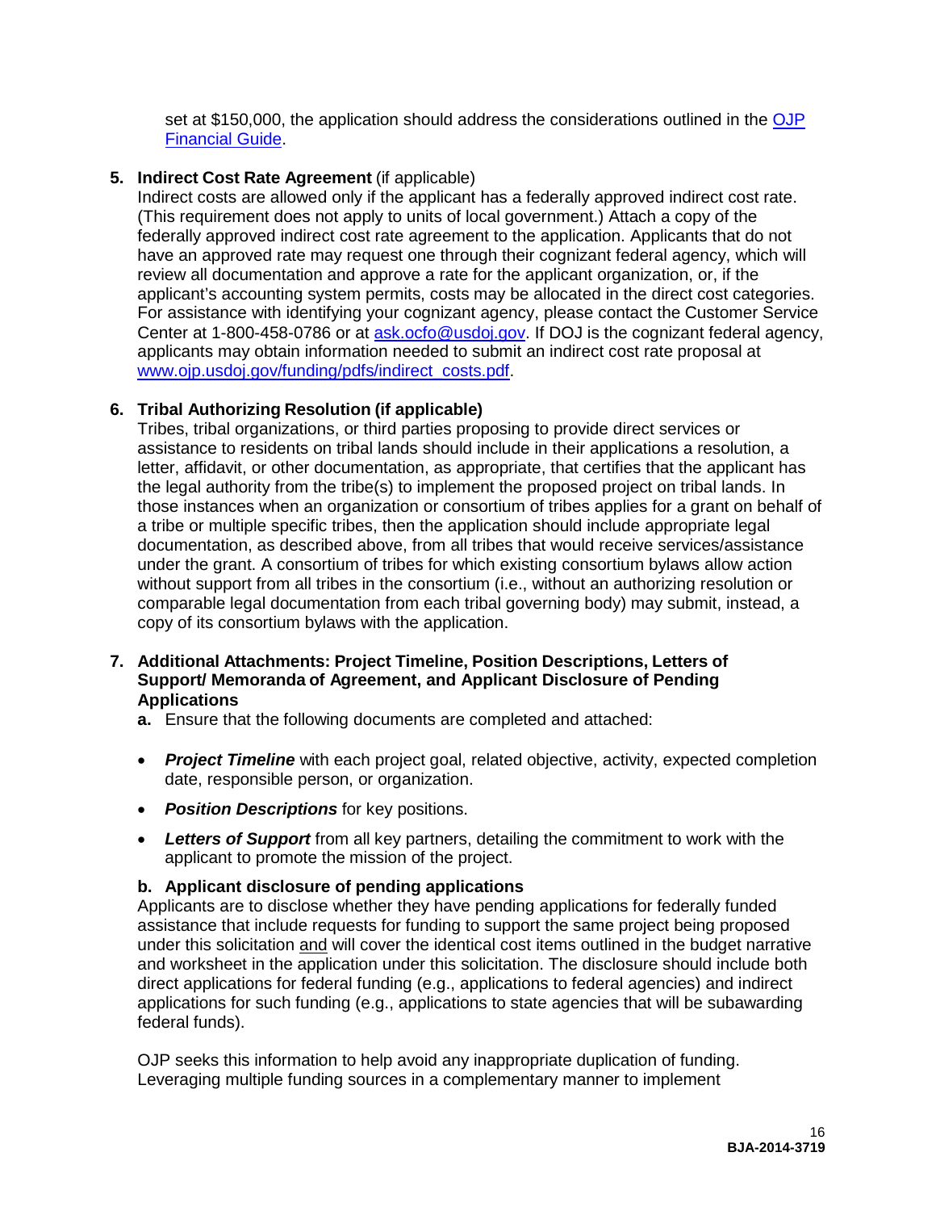set at $150,000, the application should address the considerations outlined in the [OJP Financial Guide](#).

5. **Indirect Cost Rate Agreement** (if applicable)
   Indirect costs are allowed only if the applicant has a federally approved indirect cost rate. (This requirement does not apply to units of local government.) Attach a copy of the federally approved indirect cost rate agreement to the application. Applicants that do not have an approved rate may request one through their cognizant federal agency, which will review all documentation and approve a rate for the applicant organization, or, if the applicant's accounting system permits, costs may be allocated in the direct cost categories. For assistance with identifying your cognizant agency, please contact the Customer Service Center at 1-800-458-0786 or at ask.ocfo@usdoj.gov. If DOJ is the cognizant federal agency, applicants may obtain information needed to submit an indirect cost rate proposal at www.ojp.usdoj.gov/funding/pdfs/indirect_costs.pdf.

6. **Tribal Authorizing Resolution (if applicable)**
   Tribes, tribal organizations, or third parties proposing to provide direct services or assistance to residents on tribal lands should include in their applications a resolution, a letter, affidavit, or other documentation, as appropriate, that certifies that the applicant has the legal authority from the tribe(s) to implement the proposed project on tribal lands. In those instances when an organization or consortium of tribes applies for a grant on behalf of a tribe or multiple specific tribes, then the application should include appropriate legal documentation, as described above, from all tribes that would receive services/assistance under the grant. A consortium of tribes for which existing consortium bylaws allow action without support from all tribes in the consortium (i.e., without an authorizing resolution or comparable legal documentation from each tribal governing body) may submit, instead, a copy of its consortium bylaws with the application.

7. **Additional Attachments: Project Timeline, Position Descriptions, Letters of Support/ Memoranda of Agreement, and Applicant Disclosure of Pending Applications**

   **a.** Ensure that the following documents are completed and attached:

   - ***Project Timeline*** with each project goal, related objective, activity, expected completion date, responsible person, or organization.
   - ***Position Descriptions*** for key positions.
   - ***Letters of Support*** from all key partners, detailing the commitment to work with the applicant to promote the mission of the project.

   **b. Applicant disclosure of pending applications**
   Applicants are to disclose whether they have pending applications for federally funded assistance that include requests for funding to support the same project being proposed under this solicitation and will cover the identical cost items outlined in the budget narrative and worksheet in the application under this solicitation. The disclosure should include both direct applications for federal funding (e.g., applications to federal agencies) and indirect applications for such funding (e.g., applications to state agencies that will be subawarding federal funds).

   OJP seeks this information to help avoid any inappropriate duplication of funding. Leveraging multiple funding sources in a complementary manner to implement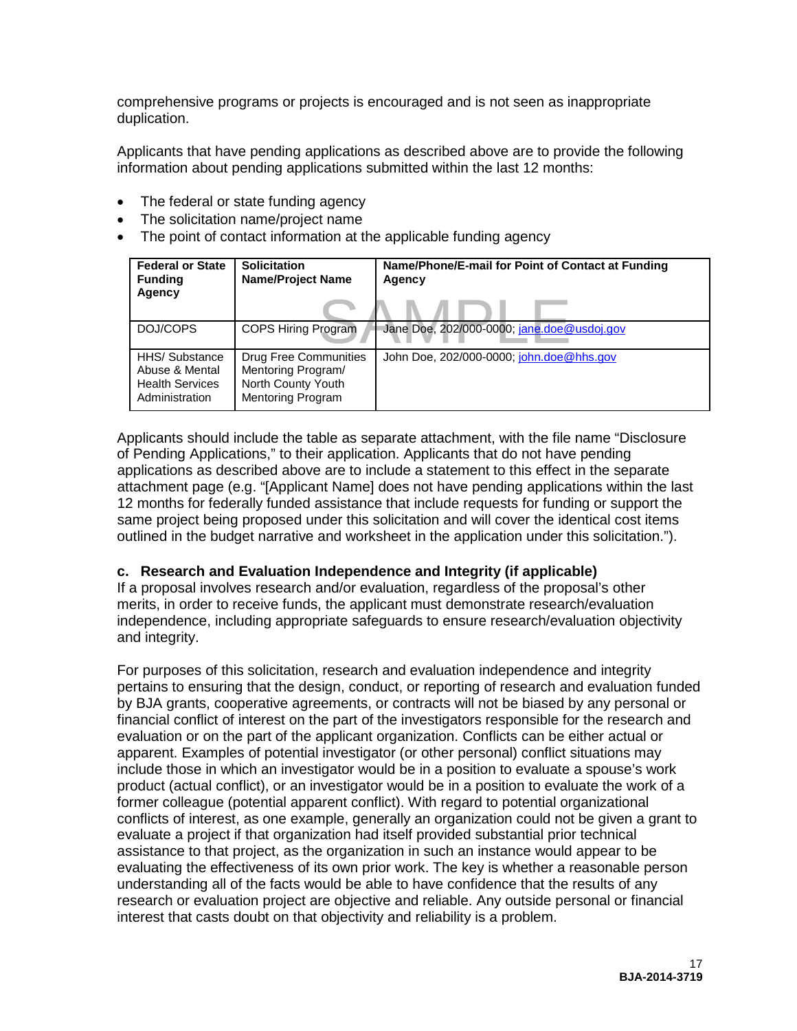comprehensive programs or projects is encouraged and is not seen as inappropriate duplication.

Applicants that have pending applications as described above are to provide the following information about pending applications submitted within the last 12 months:

- The federal or state funding agency
- The solicitation name/project name
- The point of contact information at the applicable funding agency

| Federal or State Funding Agency | Solicitation Name/Project Name | Name/Phone/E-mail for Point of Contact at Funding Agency |
|---|---|---|
| DOJ/COPS | COPS Hiring Program | Jane Doe, 202/000-0000; jane.doe@usdoj.gov |
| HHS/ Substance Abuse & Mental Health Services Administration | Drug Free Communities Mentoring Program/ North County Youth Mentoring Program | John Doe, 202/000-0000; john.doe@hhs.gov |

Applicants should include the table as separate attachment, with the file name "Disclosure of Pending Applications," to their application. Applicants that do not have pending applications as described above are to include a statement to this effect in the separate attachment page (e.g. "[Applicant Name] does not have pending applications within the last 12 months for federally funded assistance that include requests for funding or support the same project being proposed under this solicitation and will cover the identical cost items outlined in the budget narrative and worksheet in the application under this solicitation.").

**c. Research and Evaluation Independence and Integrity (if applicable)**

If a proposal involves research and/or evaluation, regardless of the proposal's other merits, in order to receive funds, the applicant must demonstrate research/evaluation independence, including appropriate safeguards to ensure research/evaluation objectivity and integrity.

For purposes of this solicitation, research and evaluation independence and integrity pertains to ensuring that the design, conduct, or reporting of research and evaluation funded by BJA grants, cooperative agreements, or contracts will not be biased by any personal or financial conflict of interest on the part of the investigators responsible for the research and evaluation or on the part of the applicant organization. Conflicts can be either actual or apparent. Examples of potential investigator (or other personal) conflict situations may include those in which an investigator would be in a position to evaluate a spouse's work product (actual conflict), or an investigator would be in a position to evaluate the work of a former colleague (potential apparent conflict). With regard to potential organizational conflicts of interest, as one example, generally an organization could not be given a grant to evaluate a project if that organization had itself provided substantial prior technical assistance to that project, as the organization in such an instance would appear to be evaluating the effectiveness of its own prior work. The key is whether a reasonable person understanding all of the facts would be able to have confidence that the results of any research or evaluation project are objective and reliable. Any outside personal or financial interest that casts doubt on that objectivity and reliability is a problem.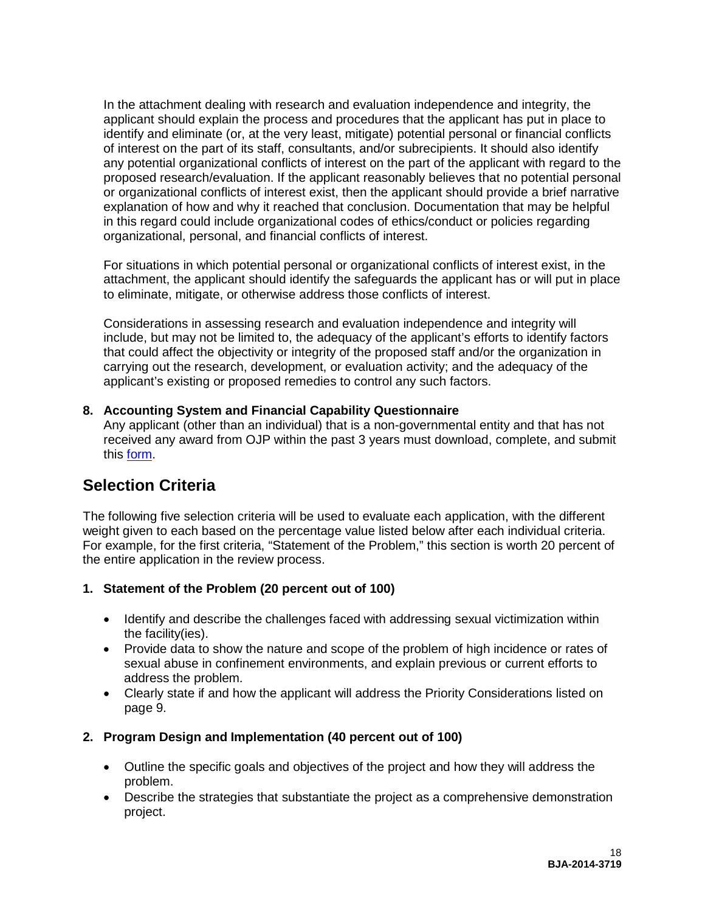In the attachment dealing with research and evaluation independence and integrity, the applicant should explain the process and procedures that the applicant has put in place to identify and eliminate (or, at the very least, mitigate) potential personal or financial conflicts of interest on the part of its staff, consultants, and/or subrecipients. It should also identify any potential organizational conflicts of interest on the part of the applicant with regard to the proposed research/evaluation. If the applicant reasonably believes that no potential personal or organizational conflicts of interest exist, then the applicant should provide a brief narrative explanation of how and why it reached that conclusion. Documentation that may be helpful in this regard could include organizational codes of ethics/conduct or policies regarding organizational, personal, and financial conflicts of interest.

For situations in which potential personal or organizational conflicts of interest exist, in the attachment, the applicant should identify the safeguards the applicant has or will put in place to eliminate, mitigate, or otherwise address those conflicts of interest.

Considerations in assessing research and evaluation independence and integrity will include, but may not be limited to, the adequacy of the applicant's efforts to identify factors that could affect the objectivity or integrity of the proposed staff and/or the organization in carrying out the research, development, or evaluation activity; and the adequacy of the applicant's existing or proposed remedies to control any such factors.

**8. Accounting System and Financial Capability Questionnaire**
Any applicant (other than an individual) that is a non-governmental entity and that has not received any award from OJP within the past 3 years must download, complete, and submit this form.

## Selection Criteria

The following five selection criteria will be used to evaluate each application, with the different weight given to each based on the percentage value listed below after each individual criteria. For example, for the first criteria, "Statement of the Problem," this section is worth 20 percent of the entire application in the review process.

**1. Statement of the Problem (20 percent out of 100)**

- Identify and describe the challenges faced with addressing sexual victimization within the facility(ies).
- Provide data to show the nature and scope of the problem of high incidence or rates of sexual abuse in confinement environments, and explain previous or current efforts to address the problem.
- Clearly state if and how the applicant will address the Priority Considerations listed on page 9.

**2. Program Design and Implementation (40 percent out of 100)**

- Outline the specific goals and objectives of the project and how they will address the problem.
- Describe the strategies that substantiate the project as a comprehensive demonstration project.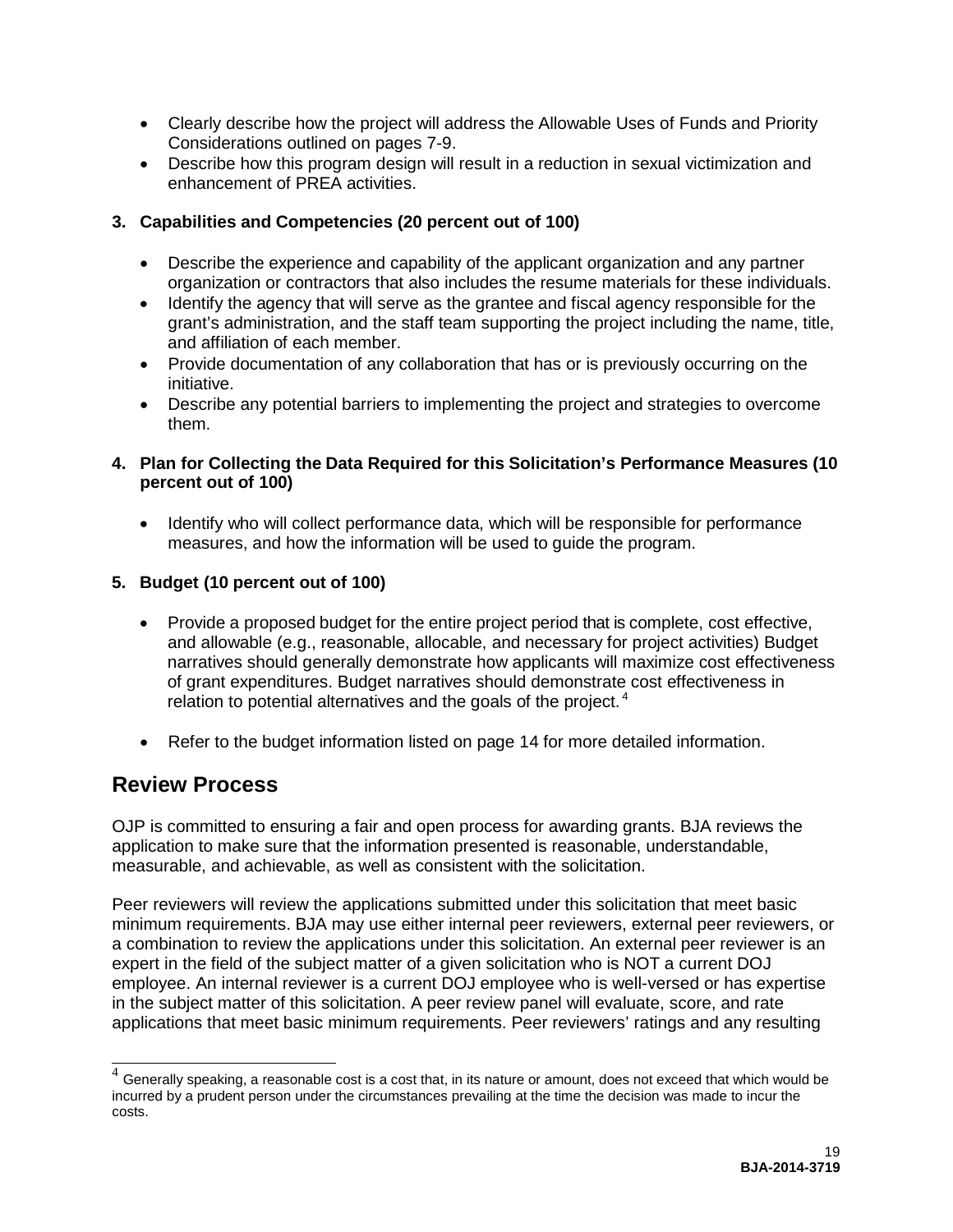- Clearly describe how the project will address the Allowable Uses of Funds and Priority Considerations outlined on pages 7-9.
- Describe how this program design will result in a reduction in sexual victimization and enhancement of PREA activities.

**3. Capabilities and Competencies (20 percent out of 100)**

- Describe the experience and capability of the applicant organization and any partner organization or contractors that also includes the resume materials for these individuals.
- Identify the agency that will serve as the grantee and fiscal agency responsible for the grant's administration, and the staff team supporting the project including the name, title, and affiliation of each member.
- Provide documentation of any collaboration that has or is previously occurring on the initiative.
- Describe any potential barriers to implementing the project and strategies to overcome them.

**4. Plan for Collecting the Data Required for this Solicitation's Performance Measures (10 percent out of 100)**

- Identify who will collect performance data, which will be responsible for performance measures, and how the information will be used to guide the program.

**5. Budget (10 percent out of 100)**

- Provide a proposed budget for the entire project period that is complete, cost effective, and allowable (e.g., reasonable, allocable, and necessary for project activities) Budget narratives should generally demonstrate how applicants will maximize cost effectiveness of grant expenditures. Budget narratives should demonstrate cost effectiveness in relation to potential alternatives and the goals of the project.[4]

- Refer to the budget information listed on page 14 for more detailed information.

## Review Process

OJP is committed to ensuring a fair and open process for awarding grants. BJA reviews the application to make sure that the information presented is reasonable, understandable, measurable, and achievable, as well as consistent with the solicitation.

Peer reviewers will review the applications submitted under this solicitation that meet basic minimum requirements. BJA may use either internal peer reviewers, external peer reviewers, or a combination to review the applications under this solicitation. An external peer reviewer is an expert in the field of the subject matter of a given solicitation who is NOT a current DOJ employee. An internal reviewer is a current DOJ employee who is well-versed or has expertise in the subject matter of this solicitation. A peer review panel will evaluate, score, and rate applications that meet basic minimum requirements. Peer reviewers' ratings and any resulting

---

[4] Generally speaking, a reasonable cost is a cost that, in its nature or amount, does not exceed that which would be incurred by a prudent person under the circumstances prevailing at the time the decision was made to incur the costs.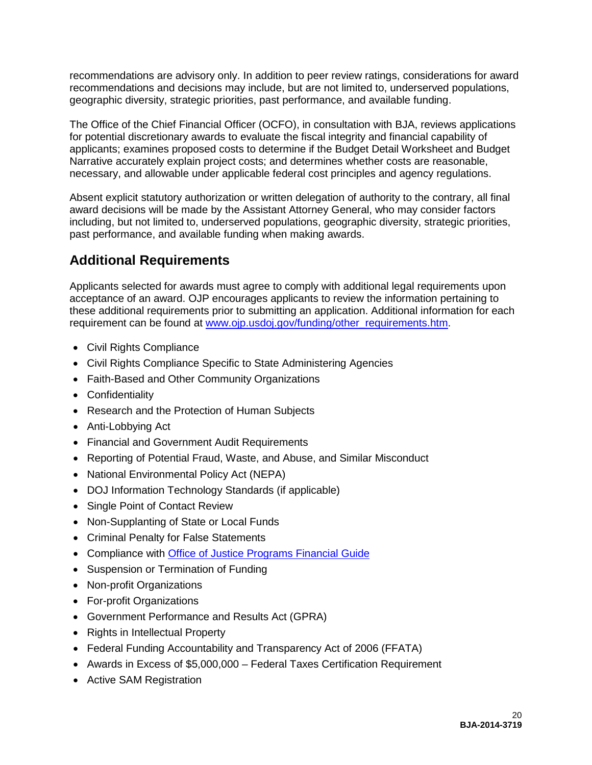recommendations are advisory only. In addition to peer review ratings, considerations for award recommendations and decisions may include, but are not limited to, underserved populations, geographic diversity, strategic priorities, past performance, and available funding.

The Office of the Chief Financial Officer (OCFO), in consultation with BJA, reviews applications for potential discretionary awards to evaluate the fiscal integrity and financial capability of applicants; examines proposed costs to determine if the Budget Detail Worksheet and Budget Narrative accurately explain project costs; and determines whether costs are reasonable, necessary, and allowable under applicable federal cost principles and agency regulations.

Absent explicit statutory authorization or written delegation of authority to the contrary, all final award decisions will be made by the Assistant Attorney General, who may consider factors including, but not limited to, underserved populations, geographic diversity, strategic priorities, past performance, and available funding when making awards.

## Additional Requirements

Applicants selected for awards must agree to comply with additional legal requirements upon acceptance of an award. OJP encourages applicants to review the information pertaining to these additional requirements prior to submitting an application. Additional information for each requirement can be found at [www.ojp.usdoj.gov/funding/other_requirements.htm](www.ojp.usdoj.gov/funding/other_requirements.htm).

- Civil Rights Compliance
- Civil Rights Compliance Specific to State Administering Agencies
- Faith-Based and Other Community Organizations
- Confidentiality
- Research and the Protection of Human Subjects
- Anti-Lobbying Act
- Financial and Government Audit Requirements
- Reporting of Potential Fraud, Waste, and Abuse, and Similar Misconduct
- National Environmental Policy Act (NEPA)
- DOJ Information Technology Standards (if applicable)
- Single Point of Contact Review
- Non-Supplanting of State or Local Funds
- Criminal Penalty for False Statements
- Compliance with Office of Justice Programs Financial Guide
- Suspension or Termination of Funding
- Non-profit Organizations
- For-profit Organizations
- Government Performance and Results Act (GPRA)
- Rights in Intellectual Property
- Federal Funding Accountability and Transparency Act of 2006 (FFATA)
- Awards in Excess of $5,000,000 – Federal Taxes Certification Requirement
- Active SAM Registration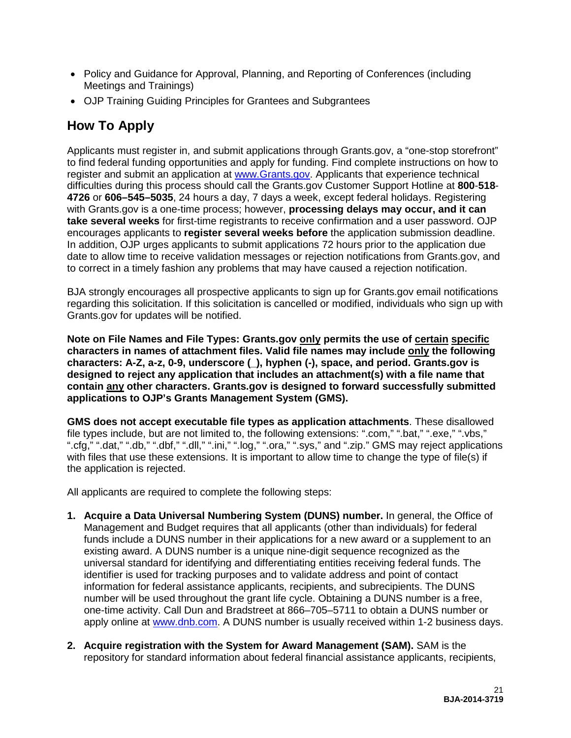- Policy and Guidance for Approval, Planning, and Reporting of Conferences (including Meetings and Trainings)
- OJP Training Guiding Principles for Grantees and Subgrantees

## How To Apply

Applicants must register in, and submit applications through Grants.gov, a "one-stop storefront" to find federal funding opportunities and apply for funding. Find complete instructions on how to register and submit an application at [www.Grants.gov](www.Grants.gov). Applicants that experience technical difficulties during this process should call the Grants.gov Customer Support Hotline at **800**-**518**-**4726** or **606–545–5035**, 24 hours a day, 7 days a week, except federal holidays. Registering with Grants.gov is a one-time process; however, **processing delays may occur, and it can take several weeks** for first-time registrants to receive confirmation and a user password. OJP encourages applicants to **register several weeks before** the application submission deadline. In addition, OJP urges applicants to submit applications 72 hours prior to the application due date to allow time to receive validation messages or rejection notifications from Grants.gov, and to correct in a timely fashion any problems that may have caused a rejection notification.

BJA strongly encourages all prospective applicants to sign up for Grants.gov email notifications regarding this solicitation. If this solicitation is cancelled or modified, individuals who sign up with Grants.gov for updates will be notified.

**Note on File Names and File Types: Grants.gov only permits the use of certain specific characters in names of attachment files. Valid file names may include only the following characters: A-Z, a-z, 0-9, underscore (_), hyphen (-), space, and period. Grants.gov is designed to reject any application that includes an attachment(s) with a file name that contain any other characters. Grants.gov is designed to forward successfully submitted applications to OJP's Grants Management System (GMS).**

**GMS does not accept executable file types as application attachments**. These disallowed file types include, but are not limited to, the following extensions: ".com," ".bat," ".exe," ".vbs," ".cfg," ".dat," ".db," ".dbf," ".dll," ".ini," ".log," ".ora," ".sys," and ".zip." GMS may reject applications with files that use these extensions. It is important to allow time to change the type of file(s) if the application is rejected.

All applicants are required to complete the following steps:

1. **Acquire a Data Universal Numbering System (DUNS) number.** In general, the Office of Management and Budget requires that all applicants (other than individuals) for federal funds include a DUNS number in their applications for a new award or a supplement to an existing award. A DUNS number is a unique nine-digit sequence recognized as the universal standard for identifying and differentiating entities receiving federal funds. The identifier is used for tracking purposes and to validate address and point of contact information for federal assistance applicants, recipients, and subrecipients. The DUNS number will be used throughout the grant life cycle. Obtaining a DUNS number is a free, one-time activity. Call Dun and Bradstreet at 866–705–5711 to obtain a DUNS number or apply online at [www.dnb.com](www.dnb.com). A DUNS number is usually received within 1-2 business days.

2. **Acquire registration with the System for Award Management (SAM).** SAM is the repository for standard information about federal financial assistance applicants, recipients,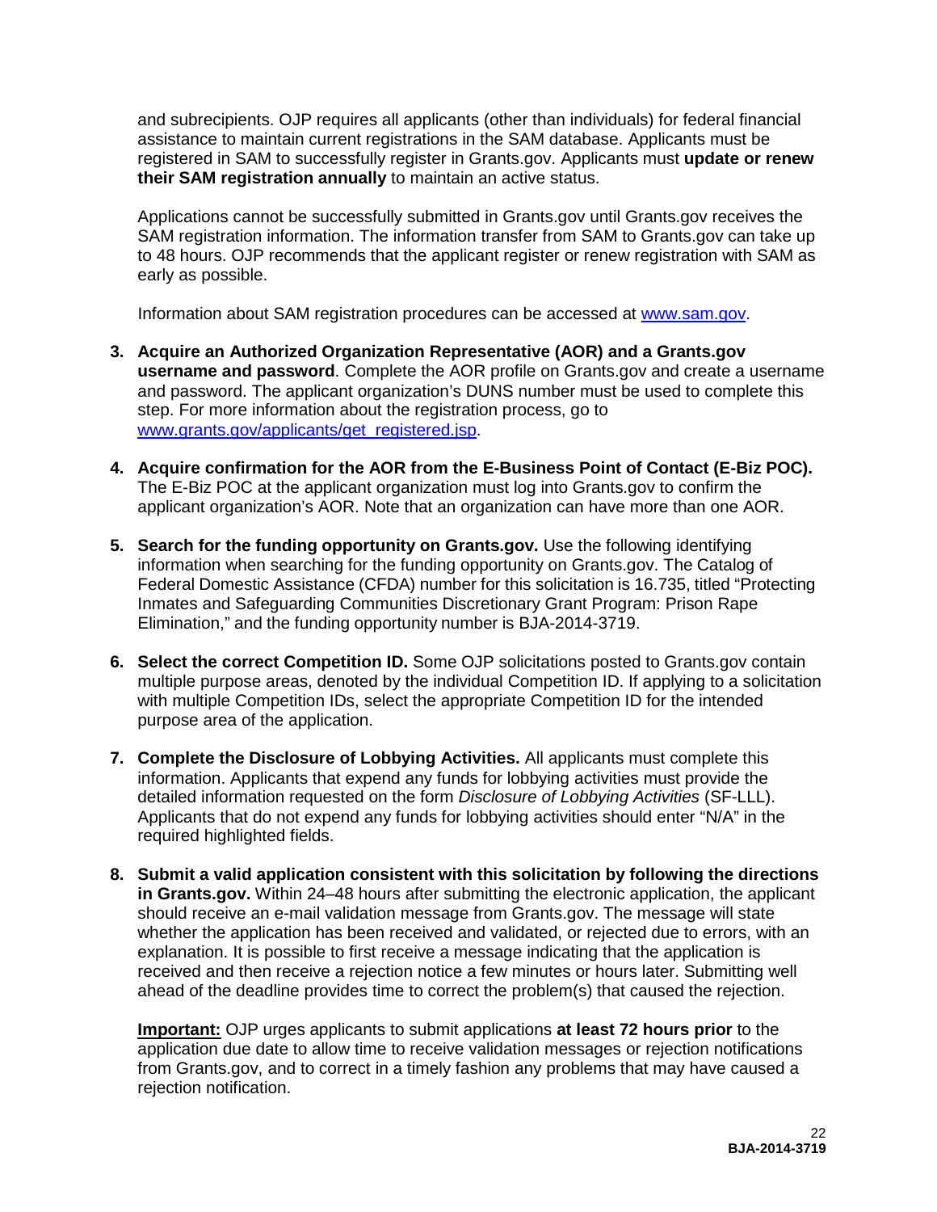and subrecipients. OJP requires all applicants (other than individuals) for federal financial assistance to maintain current registrations in the SAM database. Applicants must be registered in SAM to successfully register in Grants.gov. Applicants must **update or renew their SAM registration annually** to maintain an active status.

Applications cannot be successfully submitted in Grants.gov until Grants.gov receives the SAM registration information. The information transfer from SAM to Grants.gov can take up to 48 hours. OJP recommends that the applicant register or renew registration with SAM as early as possible.

Information about SAM registration procedures can be accessed at [www.sam.gov](www.sam.gov).

3. **Acquire an Authorized Organization Representative (AOR) and a Grants.gov username and password**. Complete the AOR profile on Grants.gov and create a username and password. The applicant organization's DUNS number must be used to complete this step. For more information about the registration process, go to [www.grants.gov/applicants/get_registered.jsp](www.grants.gov/applicants/get_registered.jsp).

4. **Acquire confirmation for the AOR from the E-Business Point of Contact (E-Biz POC).** The E-Biz POC at the applicant organization must log into Grants.gov to confirm the applicant organization's AOR. Note that an organization can have more than one AOR.

5. **Search for the funding opportunity on Grants.gov.** Use the following identifying information when searching for the funding opportunity on Grants.gov. The Catalog of Federal Domestic Assistance (CFDA) number for this solicitation is 16.735, titled "Protecting Inmates and Safeguarding Communities Discretionary Grant Program: Prison Rape Elimination," and the funding opportunity number is BJA-2014-3719.

6. **Select the correct Competition ID.** Some OJP solicitations posted to Grants.gov contain multiple purpose areas, denoted by the individual Competition ID. If applying to a solicitation with multiple Competition IDs, select the appropriate Competition ID for the intended purpose area of the application.

7. **Complete the Disclosure of Lobbying Activities.** All applicants must complete this information. Applicants that expend any funds for lobbying activities must provide the detailed information requested on the form *Disclosure of Lobbying Activities* (SF-LLL). Applicants that do not expend any funds for lobbying activities should enter "N/A" in the required highlighted fields.

8. **Submit a valid application consistent with this solicitation by following the directions in Grants.gov.** Within 24–48 hours after submitting the electronic application, the applicant should receive an e-mail validation message from Grants.gov. The message will state whether the application has been received and validated, or rejected due to errors, with an explanation. It is possible to first receive a message indicating that the application is received and then receive a rejection notice a few minutes or hours later. Submitting well ahead of the deadline provides time to correct the problem(s) that caused the rejection.

   **Important:** OJP urges applicants to submit applications **at least 72 hours prior** to the application due date to allow time to receive validation messages or rejection notifications from Grants.gov, and to correct in a timely fashion any problems that may have caused a rejection notification.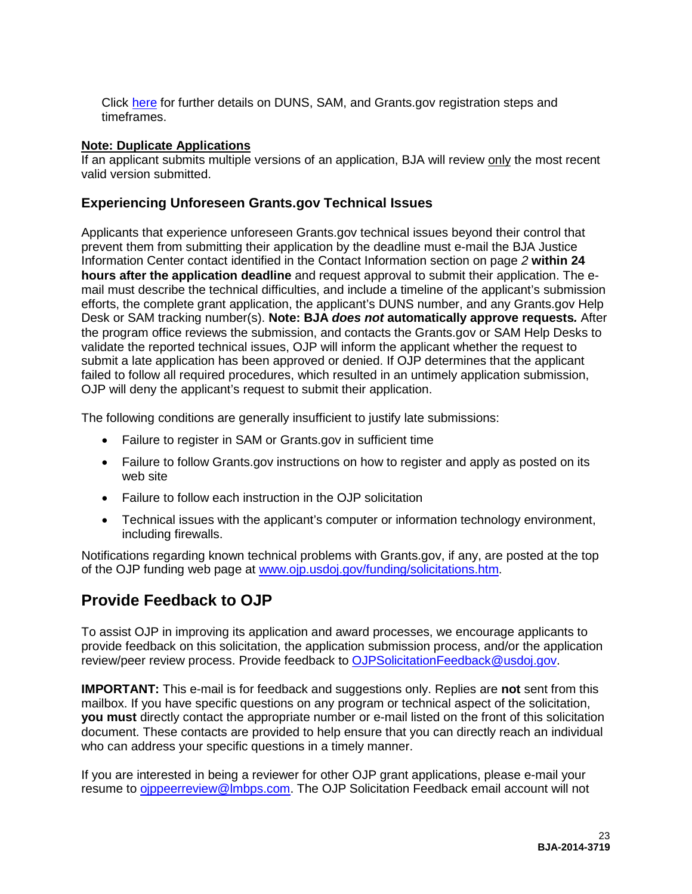Click here for further details on DUNS, SAM, and Grants.gov registration steps and timeframes.

**Note: Duplicate Applications**

If an applicant submits multiple versions of an application, BJA will review only the most recent valid version submitted.

### Experiencing Unforeseen Grants.gov Technical Issues

Applicants that experience unforeseen Grants.gov technical issues beyond their control that prevent them from submitting their application by the deadline must e-mail the BJA Justice Information Center contact identified in the Contact Information section on page *2* **within 24 hours after the application deadline** and request approval to submit their application. The e-mail must describe the technical difficulties, and include a timeline of the applicant's submission efforts, the complete grant application, the applicant's DUNS number, and any Grants.gov Help Desk or SAM tracking number(s). **Note: BJA *does not* automatically approve requests.** After the program office reviews the submission, and contacts the Grants.gov or SAM Help Desks to validate the reported technical issues, OJP will inform the applicant whether the request to submit a late application has been approved or denied. If OJP determines that the applicant failed to follow all required procedures, which resulted in an untimely application submission, OJP will deny the applicant's request to submit their application.

The following conditions are generally insufficient to justify late submissions:

- Failure to register in SAM or Grants.gov in sufficient time
- Failure to follow Grants.gov instructions on how to register and apply as posted on its web site
- Failure to follow each instruction in the OJP solicitation
- Technical issues with the applicant's computer or information technology environment, including firewalls.

Notifications regarding known technical problems with Grants.gov, if any, are posted at the top of the OJP funding web page at www.ojp.usdoj.gov/funding/solicitations.htm.

## Provide Feedback to OJP

To assist OJP in improving its application and award processes, we encourage applicants to provide feedback on this solicitation, the application submission process, and/or the application review/peer review process. Provide feedback to OJPSolicitationFeedback@usdoj.gov.

**IMPORTANT:** This e-mail is for feedback and suggestions only. Replies are **not** sent from this mailbox. If you have specific questions on any program or technical aspect of the solicitation, **you must** directly contact the appropriate number or e-mail listed on the front of this solicitation document. These contacts are provided to help ensure that you can directly reach an individual who can address your specific questions in a timely manner.

If you are interested in being a reviewer for other OJP grant applications, please e-mail your resume to ojppeerreview@lmbps.com. The OJP Solicitation Feedback email account will not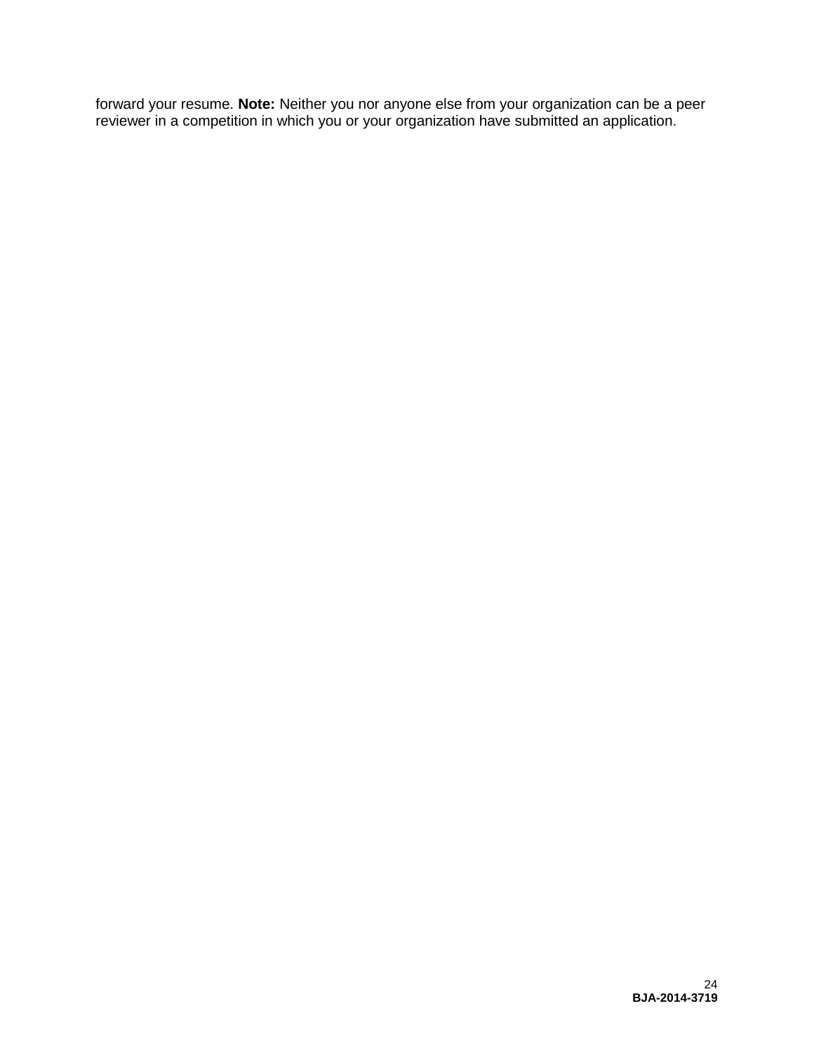forward your resume. **Note:** Neither you nor anyone else from your organization can be a peer reviewer in a competition in which you or your organization have submitted an application.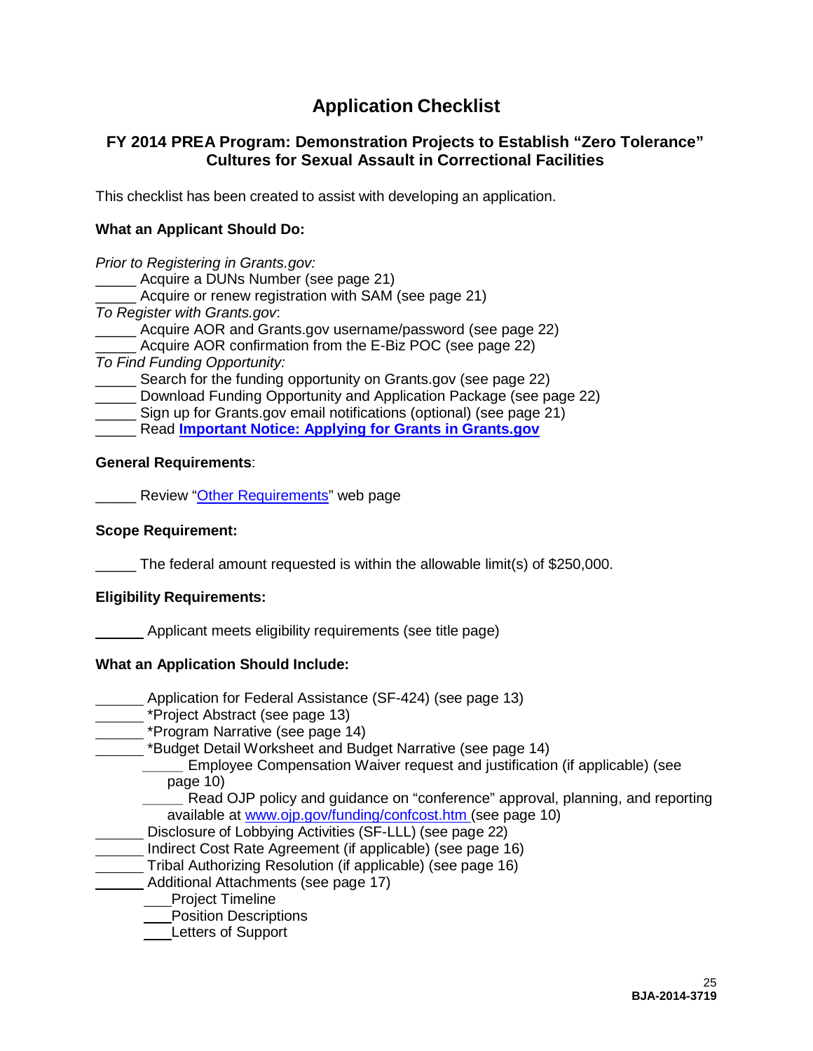# Application Checklist

## FY 2014 PREA Program: Demonstration Projects to Establish "Zero Tolerance" Cultures for Sexual Assault in Correctional Facilities

This checklist has been created to assist with developing an application.

**What an Applicant Should Do:**

*Prior to Registering in Grants.gov:*
_____ Acquire a DUNs Number (see page 21)
_____ Acquire or renew registration with SAM (see page 21)
*To Register with Grants.gov*:
_____ Acquire AOR and Grants.gov username/password (see page 22)
_____ Acquire AOR confirmation from the E-Biz POC (see page 22)
*To Find Funding Opportunity:*
_____ Search for the funding opportunity on Grants.gov (see page 22)
_____ Download Funding Opportunity and Application Package (see page 22)
_____ Sign up for Grants.gov email notifications (optional) (see page 21)
_____ Read **Important Notice: Applying for Grants in Grants.gov**

**General Requirements**:

_____ Review "Other Requirements" web page

**Scope Requirement:**

_____ The federal amount requested is within the allowable limit(s) of $250,000.

**Eligibility Requirements:**

_____ Applicant meets eligibility requirements (see title page)

**What an Application Should Include:**

_____ Application for Federal Assistance (SF-424) (see page 13)
_____ *Project Abstract (see page 13)
_____ *Program Narrative (see page 14)
_____ *Budget Detail Worksheet and Budget Narrative (see page 14)
    _____ Employee Compensation Waiver request and justification (if applicable) (see page 10)
    _____ Read OJP policy and guidance on "conference" approval, planning, and reporting available at www.ojp.gov/funding/confcost.htm (see page 10)
_____ Disclosure of Lobbying Activities (SF-LLL) (see page 22)
_____ Indirect Cost Rate Agreement (if applicable) (see page 16)
_____ Tribal Authorizing Resolution (if applicable) (see page 16)
_____ Additional Attachments (see page 17)
    ___ Project Timeline
    ___ Position Descriptions
    ___ Letters of Support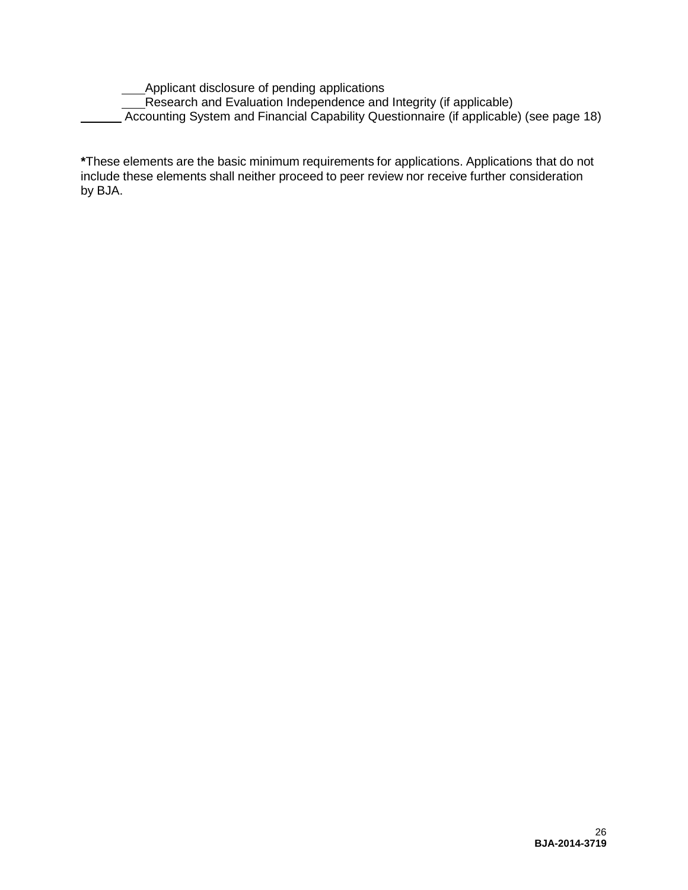\_\_\_ Applicant disclosure of pending applications

\_\_\_ Research and Evaluation Independence and Integrity (if applicable)

\_\_\_\_\_\_ Accounting System and Financial Capability Questionnaire (if applicable) (see page 18)

**\***These elements are the basic minimum requirements for applications. Applications that do not include these elements shall neither proceed to peer review nor receive further consideration by BJA.